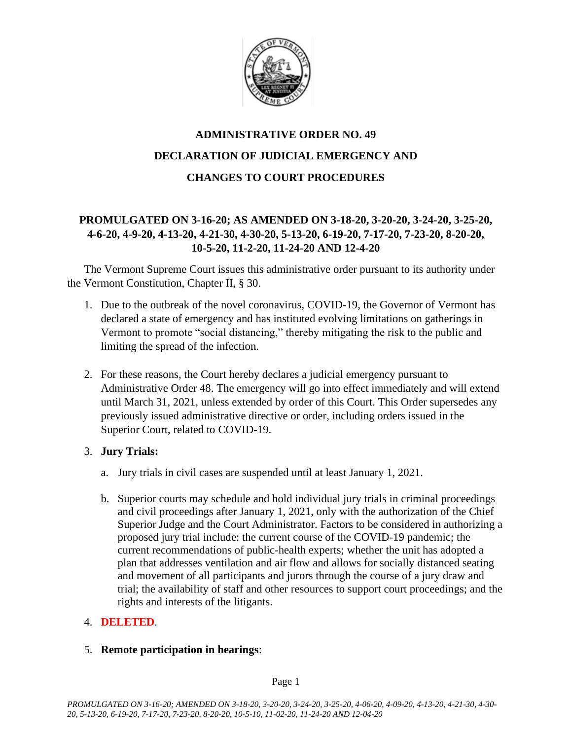# ADMINISTRATIVE ORDER NO. 49

# DECLARATION OF JUDICIAL EMERGENCY AND CHANGES TO COURT PROCEDURES

**PROMULGATED ON 3-16-20; AS AMENDED ON 3-18-20, 3-20-20, 3-24-20, 3-25-20, 4-6-20, 4-9-20, 4-13-20, 4-21-30, 4-30-20, 5-13-20, 6-19-20, 7-17-20, 7-23-20, 8-20-20, 10-5-20, 11-2-20, 11-24-20 AND 12-4-20**

The Vermont Supreme Court issues this administrative order pursuant to its authority under the Vermont Constitution, Chapter II, § 30.

1. Due to the outbreak of the novel coronavirus, COVID-19, the Governor of Vermont has declared a state of emergency and has instituted evolving limitations on gatherings in Vermont to promote "social distancing," thereby mitigating the risk to the public and limiting the spread of the infection.

2. For these reasons, the Court hereby declares a judicial emergency pursuant to Administrative Order 48. The emergency will go into effect immediately and will extend until March 31, 2021, unless extended by order of this Court. This Order supersedes any previously issued administrative directive or order, including orders issued in the Superior Court, related to COVID-19.

3. **Jury Trials:**

   a. Jury trials in civil cases are suspended until at least January 1, 2021.

   b. Superior courts may schedule and hold individual jury trials in criminal proceedings and civil proceedings after January 1, 2021, only with the authorization of the Chief Superior Judge and the Court Administrator. Factors to be considered in authorizing a proposed jury trial include: the current course of the COVID-19 pandemic; the current recommendations of public-health experts; whether the unit has adopted a plan that addresses ventilation and air flow and allows for socially distanced seating and movement of all participants and jurors through the course of a jury draw and trial; the availability of staff and other resources to support court proceedings; and the rights and interests of the litigants.

4. **DELETED**.

5. **Remote participation in hearings**: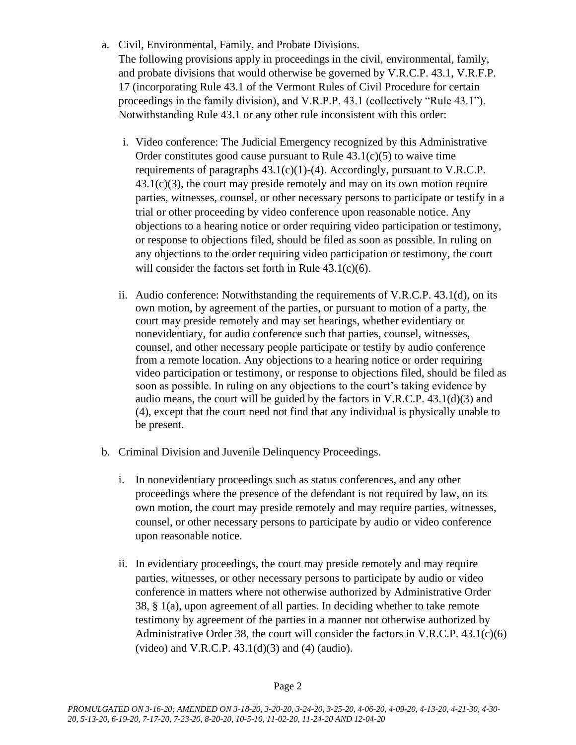a. Civil, Environmental, Family, and Probate Divisions.
   The following provisions apply in proceedings in the civil, environmental, family, and probate divisions that would otherwise be governed by V.R.C.P. 43.1, V.R.F.P. 17 (incorporating Rule 43.1 of the Vermont Rules of Civil Procedure for certain proceedings in the family division), and V.R.P.P. 43.1 (collectively "Rule 43.1"). Notwithstanding Rule 43.1 or any other rule inconsistent with this order:

   i. Video conference: The Judicial Emergency recognized by this Administrative Order constitutes good cause pursuant to Rule 43.1(c)(5) to waive time requirements of paragraphs 43.1(c)(1)-(4). Accordingly, pursuant to V.R.C.P. 43.1(c)(3), the court may preside remotely and may on its own motion require parties, witnesses, counsel, or other necessary persons to participate or testify in a trial or other proceeding by video conference upon reasonable notice. Any objections to a hearing notice or order requiring video participation or testimony, or response to objections filed, should be filed as soon as possible. In ruling on any objections to the order requiring video participation or testimony, the court will consider the factors set forth in Rule 43.1(c)(6).

   ii. Audio conference: Notwithstanding the requirements of V.R.C.P. 43.1(d), on its own motion, by agreement of the parties, or pursuant to motion of a party, the court may preside remotely and may set hearings, whether evidentiary or nonevidentiary, for audio conference such that parties, counsel, witnesses, counsel, and other necessary people participate or testify by audio conference from a remote location. Any objections to a hearing notice or order requiring video participation or testimony, or response to objections filed, should be filed as soon as possible. In ruling on any objections to the court's taking evidence by audio means, the court will be guided by the factors in V.R.C.P. 43.1(d)(3) and (4), except that the court need not find that any individual is physically unable to be present.

b. Criminal Division and Juvenile Delinquency Proceedings.

   i. In nonevidentiary proceedings such as status conferences, and any other proceedings where the presence of the defendant is not required by law, on its own motion, the court may preside remotely and may require parties, witnesses, counsel, or other necessary persons to participate by audio or video conference upon reasonable notice.

   ii. In evidentiary proceedings, the court may preside remotely and may require parties, witnesses, or other necessary persons to participate by audio or video conference in matters where not otherwise authorized by Administrative Order 38, § 1(a), upon agreement of all parties. In deciding whether to take remote testimony by agreement of the parties in a manner not otherwise authorized by Administrative Order 38, the court will consider the factors in V.R.C.P. 43.1(c)(6) (video) and V.R.C.P. 43.1(d)(3) and (4) (audio).

*PROMULGATED ON 3-16-20; AMENDED ON 3-18-20, 3-20-20, 3-24-20, 3-25-20, 4-06-20, 4-09-20, 4-13-20, 4-21-30, 4-30-20, 5-13-20, 6-19-20, 7-17-20, 7-23-20, 8-20-20, 10-5-10, 11-02-20, 11-24-20 AND 12-04-20*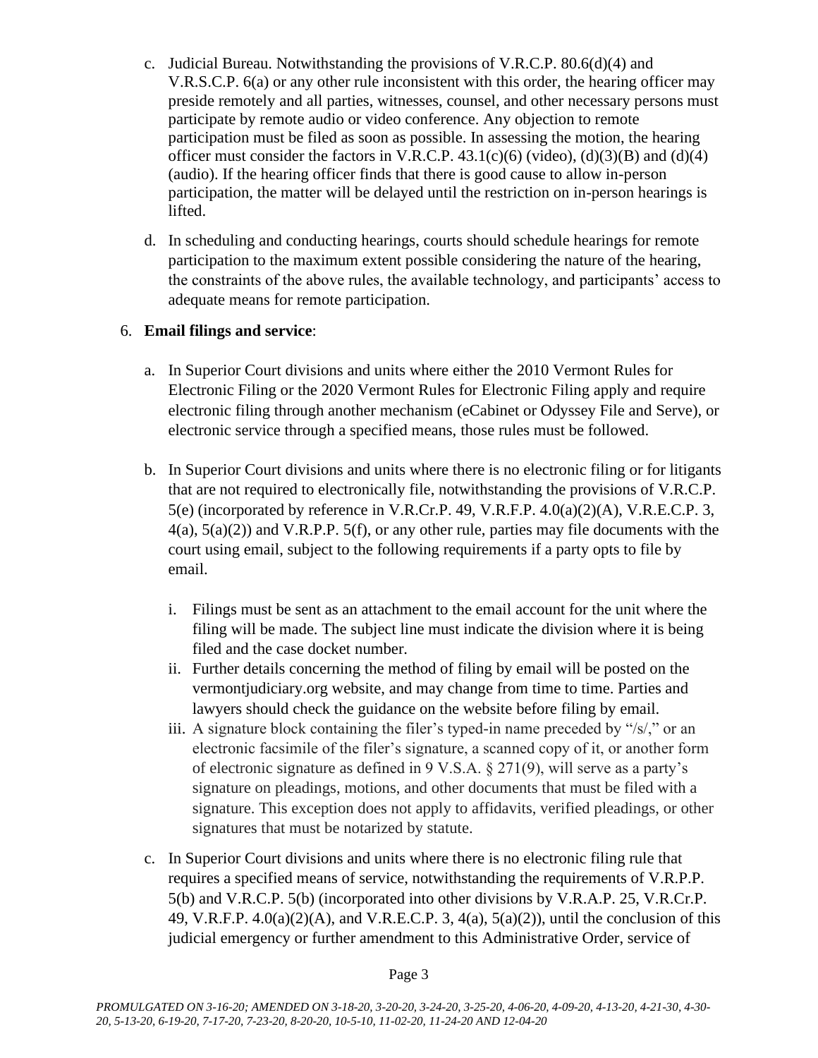c. Judicial Bureau. Notwithstanding the provisions of V.R.C.P. 80.6(d)(4) and V.R.S.C.P. 6(a) or any other rule inconsistent with this order, the hearing officer may preside remotely and all parties, witnesses, counsel, and other necessary persons must participate by remote audio or video conference. Any objection to remote participation must be filed as soon as possible. In assessing the motion, the hearing officer must consider the factors in V.R.C.P. 43.1(c)(6) (video), (d)(3)(B) and (d)(4) (audio). If the hearing officer finds that there is good cause to allow in-person participation, the matter will be delayed until the restriction on in-person hearings is lifted.

d. In scheduling and conducting hearings, courts should schedule hearings for remote participation to the maximum extent possible considering the nature of the hearing, the constraints of the above rules, the available technology, and participants' access to adequate means for remote participation.

6. **Email filings and service**:

   a. In Superior Court divisions and units where either the 2010 Vermont Rules for Electronic Filing or the 2020 Vermont Rules for Electronic Filing apply and require electronic filing through another mechanism (eCabinet or Odyssey File and Serve), or electronic service through a specified means, those rules must be followed.

   b. In Superior Court divisions and units where there is no electronic filing or for litigants that are not required to electronically file, notwithstanding the provisions of V.R.C.P. 5(e) (incorporated by reference in V.R.Cr.P. 49, V.R.F.P. 4.0(a)(2)(A), V.R.E.C.P. 3, 4(a), 5(a)(2)) and V.R.P.P. 5(f), or any other rule, parties may file documents with the court using email, subject to the following requirements if a party opts to file by email.

      i. Filings must be sent as an attachment to the email account for the unit where the filing will be made. The subject line must indicate the division where it is being filed and the case docket number.
      ii. Further details concerning the method of filing by email will be posted on the vermontjudiciary.org website, and may change from time to time. Parties and lawyers should check the guidance on the website before filing by email.
      iii. A signature block containing the filer's typed-in name preceded by "/s/," or an electronic facsimile of the filer's signature, a scanned copy of it, or another form of electronic signature as defined in 9 V.S.A. § 271(9), will serve as a party's signature on pleadings, motions, and other documents that must be filed with a signature. This exception does not apply to affidavits, verified pleadings, or other signatures that must be notarized by statute.

   c. In Superior Court divisions and units where there is no electronic filing rule that requires a specified means of service, notwithstanding the requirements of V.R.P.P. 5(b) and V.R.C.P. 5(b) (incorporated into other divisions by V.R.A.P. 25, V.R.Cr.P. 49, V.R.F.P. 4.0(a)(2)(A), and V.R.E.C.P. 3, 4(a), 5(a)(2)), until the conclusion of this judicial emergency or further amendment to this Administrative Order, service of

*PROMULGATED ON 3-16-20; AMENDED ON 3-18-20, 3-20-20, 3-24-20, 3-25-20, 4-06-20, 4-09-20, 4-13-20, 4-21-30, 4-30-20, 5-13-20, 6-19-20, 7-17-20, 7-23-20, 8-20-20, 10-5-10, 11-02-20, 11-24-20 AND 12-04-20*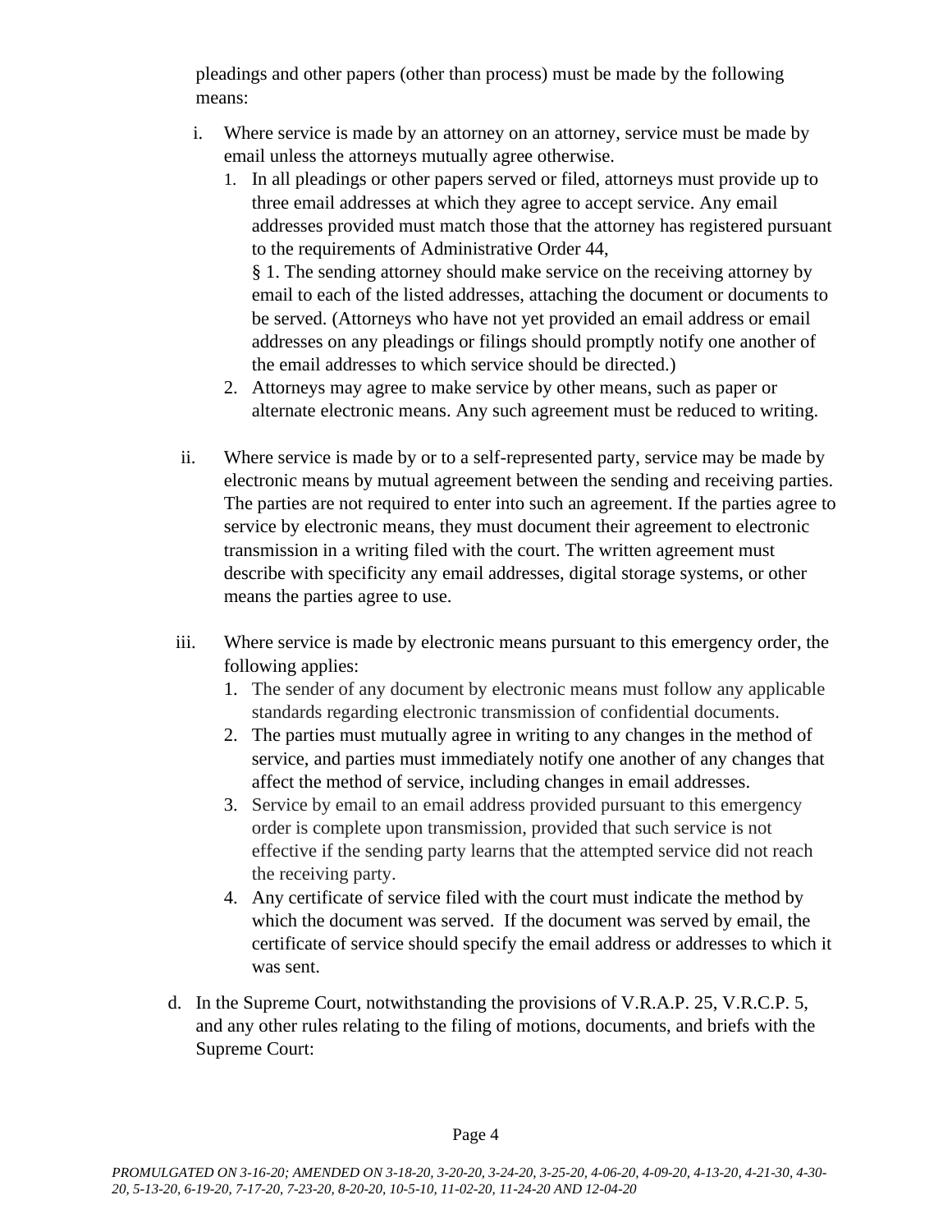pleadings and other papers (other than process) must be made by the following means:

i. Where service is made by an attorney on an attorney, service must be made by email unless the attorneys mutually agree otherwise.
   1. In all pleadings or other papers served or filed, attorneys must provide up to three email addresses at which they agree to accept service. Any email addresses provided must match those that the attorney has registered pursuant to the requirements of Administrative Order 44, § 1. The sending attorney should make service on the receiving attorney by email to each of the listed addresses, attaching the document or documents to be served. (Attorneys who have not yet provided an email address or email addresses on any pleadings or filings should promptly notify one another of the email addresses to which service should be directed.)
   2. Attorneys may agree to make service by other means, such as paper or alternate electronic means. Any such agreement must be reduced to writing.

ii. Where service is made by or to a self-represented party, service may be made by electronic means by mutual agreement between the sending and receiving parties. The parties are not required to enter into such an agreement. If the parties agree to service by electronic means, they must document their agreement to electronic transmission in a writing filed with the court. The written agreement must describe with specificity any email addresses, digital storage systems, or other means the parties agree to use.

iii. Where service is made by electronic means pursuant to this emergency order, the following applies:
   1. The sender of any document by electronic means must follow any applicable standards regarding electronic transmission of confidential documents.
   2. The parties must mutually agree in writing to any changes in the method of service, and parties must immediately notify one another of any changes that affect the method of service, including changes in email addresses.
   3. Service by email to an email address provided pursuant to this emergency order is complete upon transmission, provided that such service is not effective if the sending party learns that the attempted service did not reach the receiving party.
   4. Any certificate of service filed with the court must indicate the method by which the document was served. If the document was served by email, the certificate of service should specify the email address or addresses to which it was sent.

d. In the Supreme Court, notwithstanding the provisions of V.R.A.P. 25, V.R.C.P. 5, and any other rules relating to the filing of motions, documents, and briefs with the Supreme Court: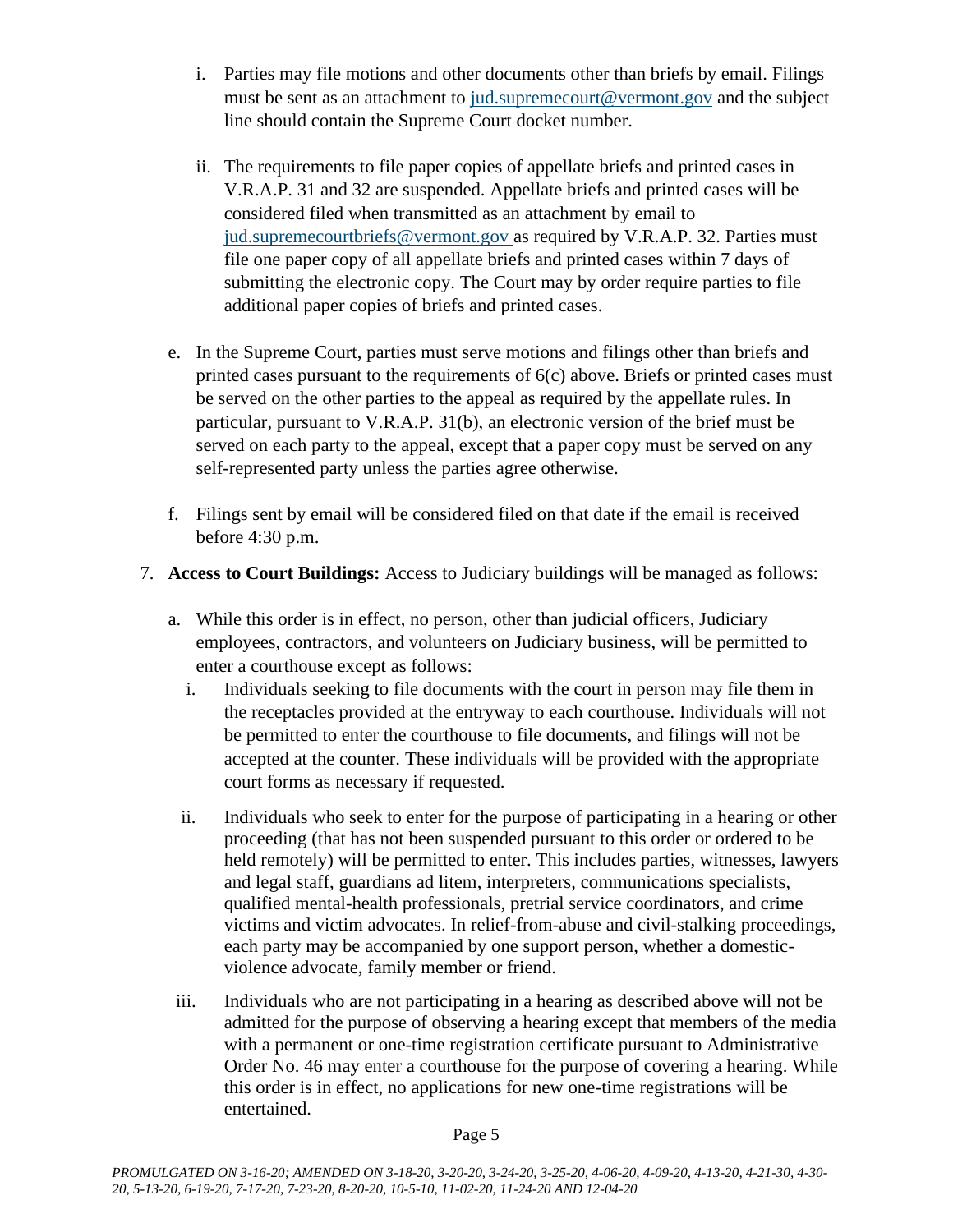i. Parties may file motions and other documents other than briefs by email. Filings must be sent as an attachment to jud.supremecourt@vermont.gov and the subject line should contain the Supreme Court docket number.

ii. The requirements to file paper copies of appellate briefs and printed cases in V.R.A.P. 31 and 32 are suspended. Appellate briefs and printed cases will be considered filed when transmitted as an attachment by email to jud.supremecourtbriefs@vermont.gov as required by V.R.A.P. 32. Parties must file one paper copy of all appellate briefs and printed cases within 7 days of submitting the electronic copy. The Court may by order require parties to file additional paper copies of briefs and printed cases.

e. In the Supreme Court, parties must serve motions and filings other than briefs and printed cases pursuant to the requirements of 6(c) above. Briefs or printed cases must be served on the other parties to the appeal as required by the appellate rules. In particular, pursuant to V.R.A.P. 31(b), an electronic version of the brief must be served on each party to the appeal, except that a paper copy must be served on any self-represented party unless the parties agree otherwise.

f. Filings sent by email will be considered filed on that date if the email is received before 4:30 p.m.

7. **Access to Court Buildings:** Access to Judiciary buildings will be managed as follows:

a. While this order is in effect, no person, other than judicial officers, Judiciary employees, contractors, and volunteers on Judiciary business, will be permitted to enter a courthouse except as follows:

i. Individuals seeking to file documents with the court in person may file them in the receptacles provided at the entryway to each courthouse. Individuals will not be permitted to enter the courthouse to file documents, and filings will not be accepted at the counter. These individuals will be provided with the appropriate court forms as necessary if requested.

ii. Individuals who seek to enter for the purpose of participating in a hearing or other proceeding (that has not been suspended pursuant to this order or ordered to be held remotely) will be permitted to enter. This includes parties, witnesses, lawyers and legal staff, guardians ad litem, interpreters, communications specialists, qualified mental-health professionals, pretrial service coordinators, and crime victims and victim advocates. In relief-from-abuse and civil-stalking proceedings, each party may be accompanied by one support person, whether a domestic-violence advocate, family member or friend.

iii. Individuals who are not participating in a hearing as described above will not be admitted for the purpose of observing a hearing except that members of the media with a permanent or one-time registration certificate pursuant to Administrative Order No. 46 may enter a courthouse for the purpose of covering a hearing. While this order is in effect, no applications for new one-time registrations will be entertained.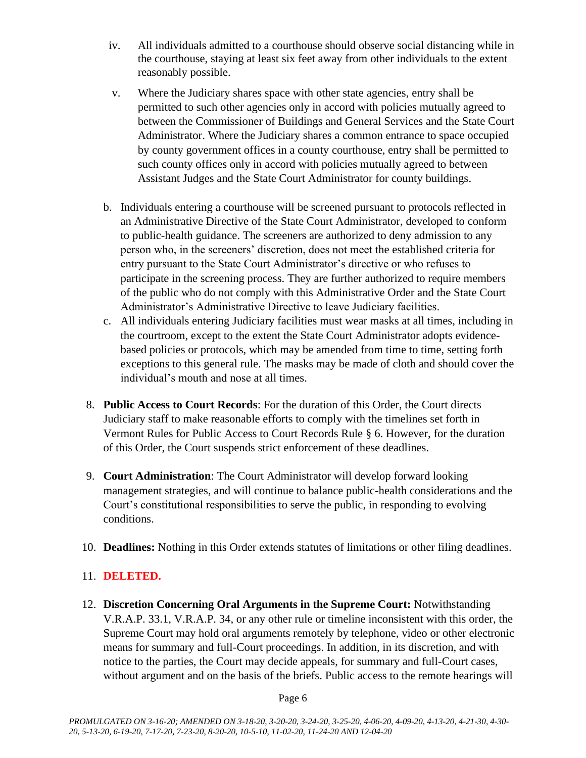iv. All individuals admitted to a courthouse should observe social distancing while in the courthouse, staying at least six feet away from other individuals to the extent reasonably possible.

v. Where the Judiciary shares space with other state agencies, entry shall be permitted to such other agencies only in accord with policies mutually agreed to between the Commissioner of Buildings and General Services and the State Court Administrator. Where the Judiciary shares a common entrance to space occupied by county government offices in a county courthouse, entry shall be permitted to such county offices only in accord with policies mutually agreed to between Assistant Judges and the State Court Administrator for county buildings.

b. Individuals entering a courthouse will be screened pursuant to protocols reflected in an Administrative Directive of the State Court Administrator, developed to conform to public-health guidance. The screeners are authorized to deny admission to any person who, in the screeners' discretion, does not meet the established criteria for entry pursuant to the State Court Administrator's directive or who refuses to participate in the screening process. They are further authorized to require members of the public who do not comply with this Administrative Order and the State Court Administrator's Administrative Directive to leave Judiciary facilities.

c. All individuals entering Judiciary facilities must wear masks at all times, including in the courtroom, except to the extent the State Court Administrator adopts evidence-based policies or protocols, which may be amended from time to time, setting forth exceptions to this general rule. The masks may be made of cloth and should cover the individual's mouth and nose at all times.

8. **Public Access to Court Records**: For the duration of this Order, the Court directs Judiciary staff to make reasonable efforts to comply with the timelines set forth in Vermont Rules for Public Access to Court Records Rule § 6. However, for the duration of this Order, the Court suspends strict enforcement of these deadlines.

9. **Court Administration**: The Court Administrator will develop forward looking management strategies, and will continue to balance public-health considerations and the Court's constitutional responsibilities to serve the public, in responding to evolving conditions.

10. **Deadlines:** Nothing in this Order extends statutes of limitations or other filing deadlines.

11. **DELETED.**

12. **Discretion Concerning Oral Arguments in the Supreme Court:** Notwithstanding V.R.A.P. 33.1, V.R.A.P. 34, or any other rule or timeline inconsistent with this order, the Supreme Court may hold oral arguments remotely by telephone, video or other electronic means for summary and full-Court proceedings. In addition, in its discretion, and with notice to the parties, the Court may decide appeals, for summary and full-Court cases, without argument and on the basis of the briefs. Public access to the remote hearings will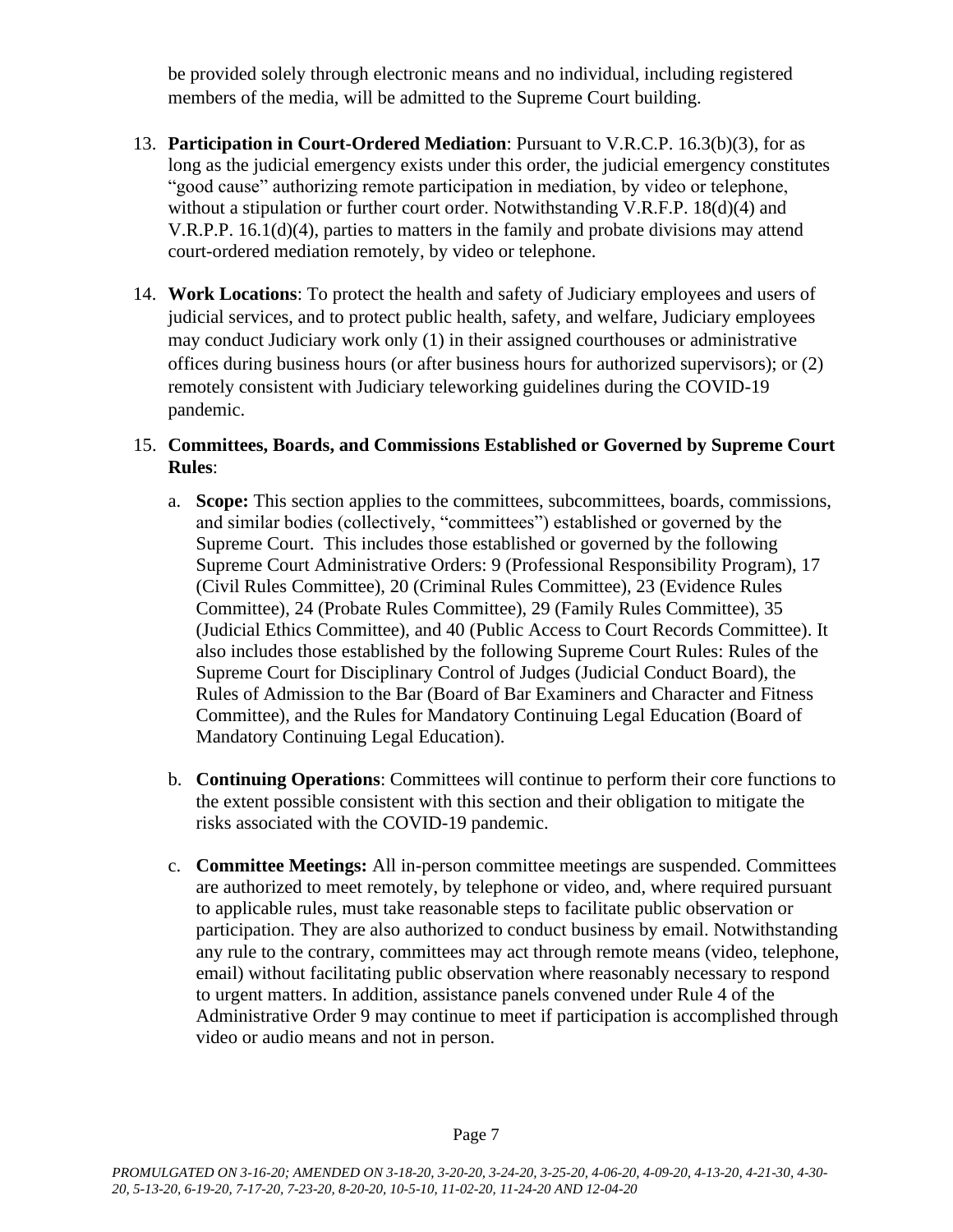be provided solely through electronic means and no individual, including registered members of the media, will be admitted to the Supreme Court building.

13. **Participation in Court-Ordered Mediation**: Pursuant to V.R.C.P. 16.3(b)(3), for as long as the judicial emergency exists under this order, the judicial emergency constitutes "good cause" authorizing remote participation in mediation, by video or telephone, without a stipulation or further court order. Notwithstanding V.R.F.P. 18(d)(4) and V.R.P.P. 16.1(d)(4), parties to matters in the family and probate divisions may attend court-ordered mediation remotely, by video or telephone.

14. **Work Locations**: To protect the health and safety of Judiciary employees and users of judicial services, and to protect public health, safety, and welfare, Judiciary employees may conduct Judiciary work only (1) in their assigned courthouses or administrative offices during business hours (or after business hours for authorized supervisors); or (2) remotely consistent with Judiciary teleworking guidelines during the COVID-19 pandemic.

15. **Committees, Boards, and Commissions Established or Governed by Supreme Court Rules**:

    a. **Scope:** This section applies to the committees, subcommittees, boards, commissions, and similar bodies (collectively, "committees") established or governed by the Supreme Court. This includes those established or governed by the following Supreme Court Administrative Orders: 9 (Professional Responsibility Program), 17 (Civil Rules Committee), 20 (Criminal Rules Committee), 23 (Evidence Rules Committee), 24 (Probate Rules Committee), 29 (Family Rules Committee), 35 (Judicial Ethics Committee), and 40 (Public Access to Court Records Committee). It also includes those established by the following Supreme Court Rules: Rules of the Supreme Court for Disciplinary Control of Judges (Judicial Conduct Board), the Rules of Admission to the Bar (Board of Bar Examiners and Character and Fitness Committee), and the Rules for Mandatory Continuing Legal Education (Board of Mandatory Continuing Legal Education).

    b. **Continuing Operations**: Committees will continue to perform their core functions to the extent possible consistent with this section and their obligation to mitigate the risks associated with the COVID-19 pandemic.

    c. **Committee Meetings:** All in-person committee meetings are suspended. Committees are authorized to meet remotely, by telephone or video, and, where required pursuant to applicable rules, must take reasonable steps to facilitate public observation or participation. They are also authorized to conduct business by email. Notwithstanding any rule to the contrary, committees may act through remote means (video, telephone, email) without facilitating public observation where reasonably necessary to respond to urgent matters. In addition, assistance panels convened under Rule 4 of the Administrative Order 9 may continue to meet if participation is accomplished through video or audio means and not in person.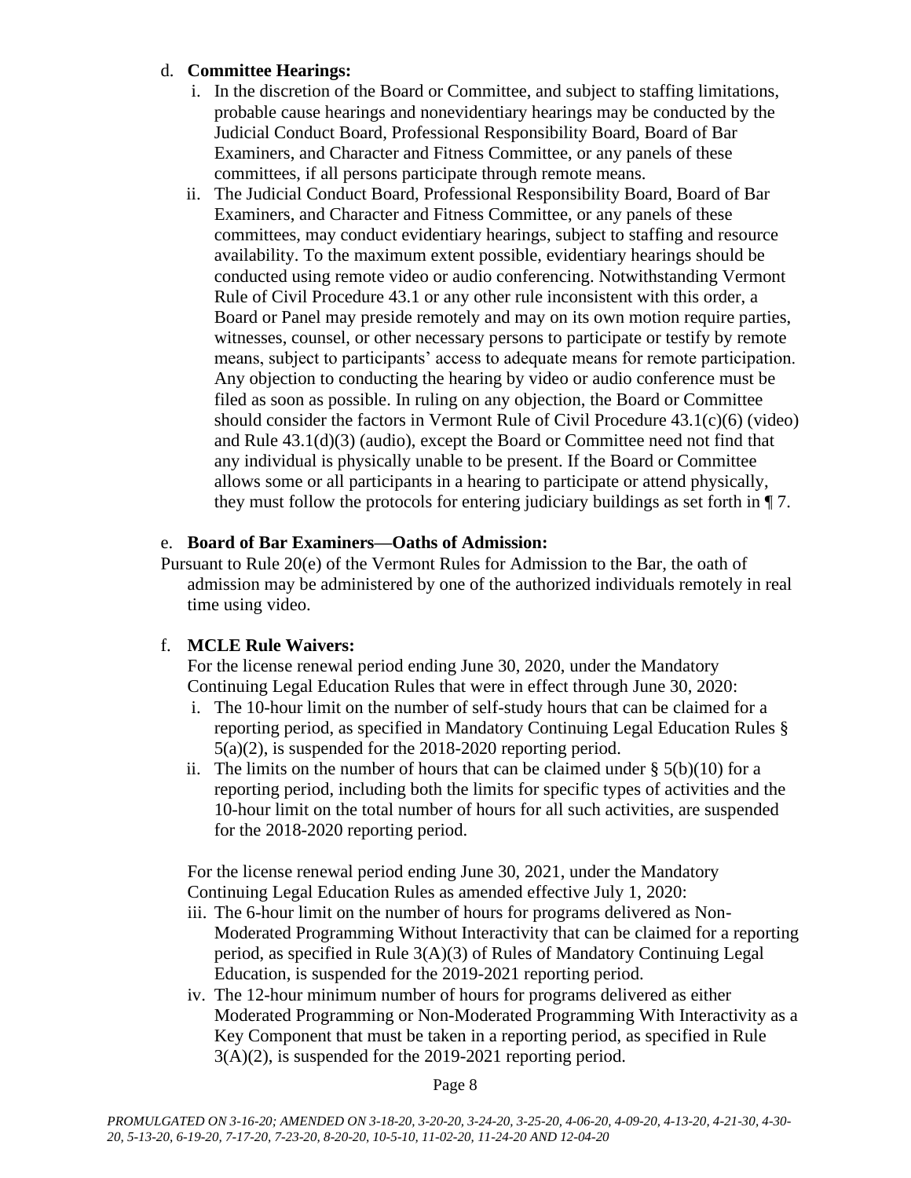d. **Committee Hearings:**

  i. In the discretion of the Board or Committee, and subject to staffing limitations, probable cause hearings and nonevidentiary hearings may be conducted by the Judicial Conduct Board, Professional Responsibility Board, Board of Bar Examiners, and Character and Fitness Committee, or any panels of these committees, if all persons participate through remote means.

  ii. The Judicial Conduct Board, Professional Responsibility Board, Board of Bar Examiners, and Character and Fitness Committee, or any panels of these committees, may conduct evidentiary hearings, subject to staffing and resource availability. To the maximum extent possible, evidentiary hearings should be conducted using remote video or audio conferencing. Notwithstanding Vermont Rule of Civil Procedure 43.1 or any other rule inconsistent with this order, a Board or Panel may preside remotely and may on its own motion require parties, witnesses, counsel, or other necessary persons to participate or testify by remote means, subject to participants' access to adequate means for remote participation. Any objection to conducting the hearing by video or audio conference must be filed as soon as possible. In ruling on any objection, the Board or Committee should consider the factors in Vermont Rule of Civil Procedure 43.1(c)(6) (video) and Rule 43.1(d)(3) (audio), except the Board or Committee need not find that any individual is physically unable to be present. If the Board or Committee allows some or all participants in a hearing to participate or attend physically, they must follow the protocols for entering judiciary buildings as set forth in ¶ 7.

e. **Board of Bar Examiners—Oaths of Admission:**

Pursuant to Rule 20(e) of the Vermont Rules for Admission to the Bar, the oath of admission may be administered by one of the authorized individuals remotely in real time using video.

f. **MCLE Rule Waivers:**

For the license renewal period ending June 30, 2020, under the Mandatory Continuing Legal Education Rules that were in effect through June 30, 2020:

  i. The 10-hour limit on the number of self-study hours that can be claimed for a reporting period, as specified in Mandatory Continuing Legal Education Rules § 5(a)(2), is suspended for the 2018-2020 reporting period.

  ii. The limits on the number of hours that can be claimed under § 5(b)(10) for a reporting period, including both the limits for specific types of activities and the 10-hour limit on the total number of hours for all such activities, are suspended for the 2018-2020 reporting period.

For the license renewal period ending June 30, 2021, under the Mandatory Continuing Legal Education Rules as amended effective July 1, 2020:

  iii. The 6-hour limit on the number of hours for programs delivered as Non-Moderated Programming Without Interactivity that can be claimed for a reporting period, as specified in Rule 3(A)(3) of Rules of Mandatory Continuing Legal Education, is suspended for the 2019-2021 reporting period.

  iv. The 12-hour minimum number of hours for programs delivered as either Moderated Programming or Non-Moderated Programming With Interactivity as a Key Component that must be taken in a reporting period, as specified in Rule 3(A)(2), is suspended for the 2019-2021 reporting period.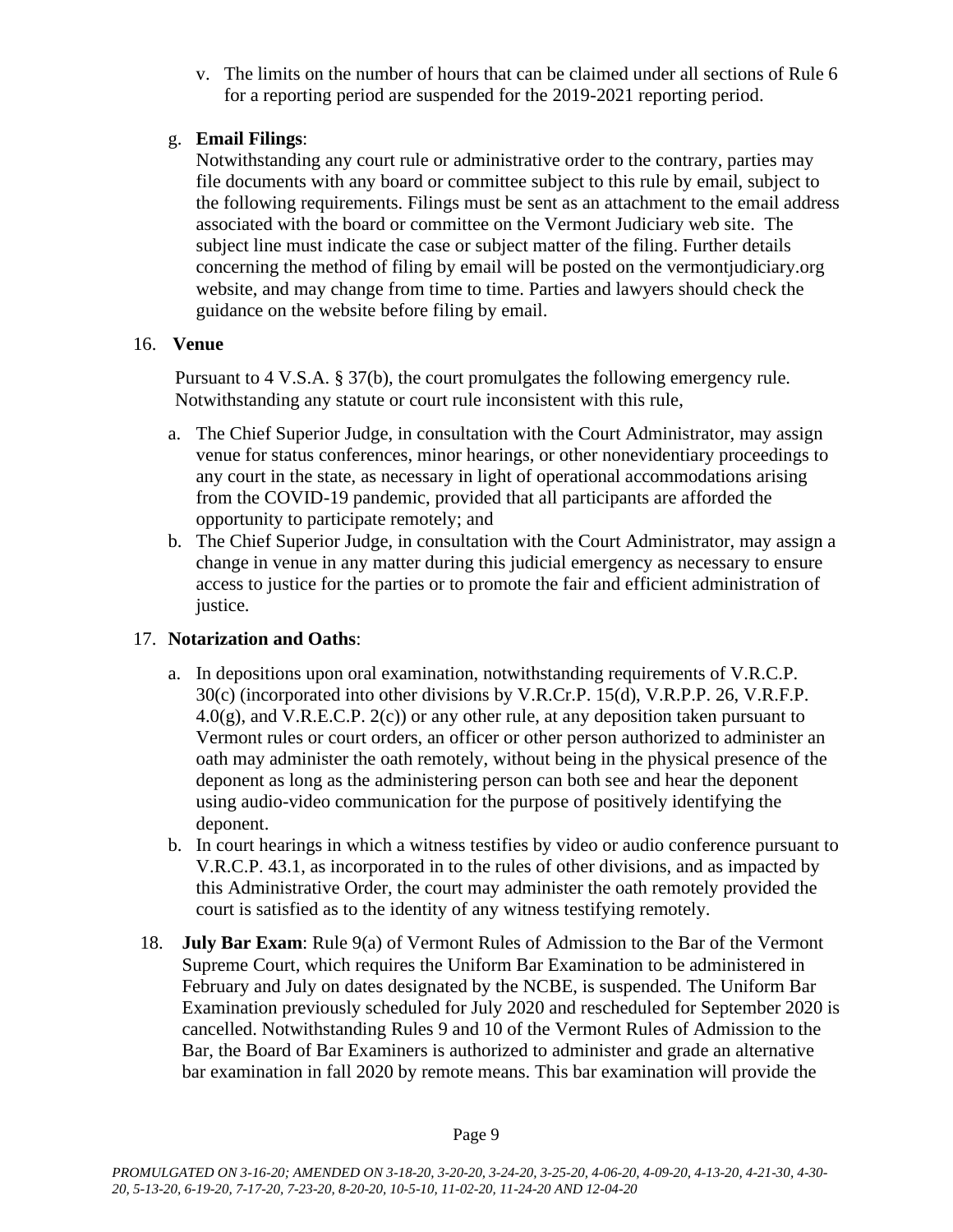v. The limits on the number of hours that can be claimed under all sections of Rule 6 for a reporting period are suspended for the 2019-2021 reporting period.

g. **Email Filings**:
Notwithstanding any court rule or administrative order to the contrary, parties may file documents with any board or committee subject to this rule by email, subject to the following requirements. Filings must be sent as an attachment to the email address associated with the board or committee on the Vermont Judiciary web site. The subject line must indicate the case or subject matter of the filing. Further details concerning the method of filing by email will be posted on the vermontjudiciary.org website, and may change from time to time. Parties and lawyers should check the guidance on the website before filing by email.

16. **Venue**

Pursuant to 4 V.S.A. § 37(b), the court promulgates the following emergency rule. Notwithstanding any statute or court rule inconsistent with this rule,

a. The Chief Superior Judge, in consultation with the Court Administrator, may assign venue for status conferences, minor hearings, or other nonevidentiary proceedings to any court in the state, as necessary in light of operational accommodations arising from the COVID-19 pandemic, provided that all participants are afforded the opportunity to participate remotely; and
b. The Chief Superior Judge, in consultation with the Court Administrator, may assign a change in venue in any matter during this judicial emergency as necessary to ensure access to justice for the parties or to promote the fair and efficient administration of justice.

17. **Notarization and Oaths**:

a. In depositions upon oral examination, notwithstanding requirements of V.R.C.P. 30(c) (incorporated into other divisions by V.R.Cr.P. 15(d), V.R.P.P. 26, V.R.F.P. 4.0(g), and V.R.E.C.P. 2(c)) or any other rule, at any deposition taken pursuant to Vermont rules or court orders, an officer or other person authorized to administer an oath may administer the oath remotely, without being in the physical presence of the deponent as long as the administering person can both see and hear the deponent using audio-video communication for the purpose of positively identifying the deponent.
b. In court hearings in which a witness testifies by video or audio conference pursuant to V.R.C.P. 43.1, as incorporated in to the rules of other divisions, and as impacted by this Administrative Order, the court may administer the oath remotely provided the court is satisfied as to the identity of any witness testifying remotely.

18. **July Bar Exam**: Rule 9(a) of Vermont Rules of Admission to the Bar of the Vermont Supreme Court, which requires the Uniform Bar Examination to be administered in February and July on dates designated by the NCBE, is suspended. The Uniform Bar Examination previously scheduled for July 2020 and rescheduled for September 2020 is cancelled. Notwithstanding Rules 9 and 10 of the Vermont Rules of Admission to the Bar, the Board of Bar Examiners is authorized to administer and grade an alternative bar examination in fall 2020 by remote means. This bar examination will provide the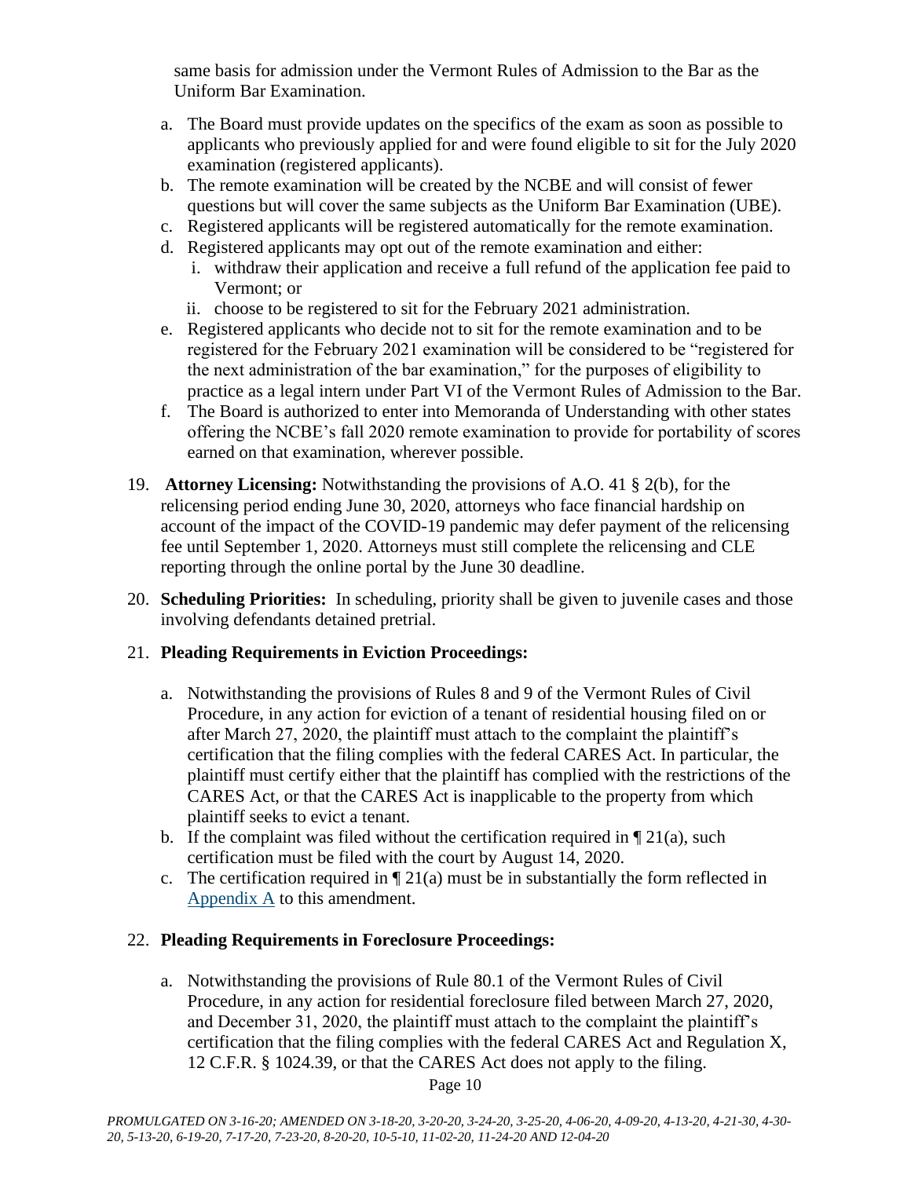same basis for admission under the Vermont Rules of Admission to the Bar as the Uniform Bar Examination.

a. The Board must provide updates on the specifics of the exam as soon as possible to applicants who previously applied for and were found eligible to sit for the July 2020 examination (registered applicants).
b. The remote examination will be created by the NCBE and will consist of fewer questions but will cover the same subjects as the Uniform Bar Examination (UBE).
c. Registered applicants will be registered automatically for the remote examination.
d. Registered applicants may opt out of the remote examination and either:
   i. withdraw their application and receive a full refund of the application fee paid to Vermont; or
   ii. choose to be registered to sit for the February 2021 administration.
e. Registered applicants who decide not to sit for the remote examination and to be registered for the February 2021 examination will be considered to be "registered for the next administration of the bar examination," for the purposes of eligibility to practice as a legal intern under Part VI of the Vermont Rules of Admission to the Bar.
f. The Board is authorized to enter into Memoranda of Understanding with other states offering the NCBE's fall 2020 remote examination to provide for portability of scores earned on that examination, wherever possible.

19. **Attorney Licensing:** Notwithstanding the provisions of A.O. 41 § 2(b), for the relicensing period ending June 30, 2020, attorneys who face financial hardship on account of the impact of the COVID-19 pandemic may defer payment of the relicensing fee until September 1, 2020. Attorneys must still complete the relicensing and CLE reporting through the online portal by the June 30 deadline.

20. **Scheduling Priorities:** In scheduling, priority shall be given to juvenile cases and those involving defendants detained pretrial.

21. **Pleading Requirements in Eviction Proceedings:**

    a. Notwithstanding the provisions of Rules 8 and 9 of the Vermont Rules of Civil Procedure, in any action for eviction of a tenant of residential housing filed on or after March 27, 2020, the plaintiff must attach to the complaint the plaintiff's certification that the filing complies with the federal CARES Act. In particular, the plaintiff must certify either that the plaintiff has complied with the restrictions of the CARES Act, or that the CARES Act is inapplicable to the property from which plaintiff seeks to evict a tenant.
    b. If the complaint was filed without the certification required in ¶ 21(a), such certification must be filed with the court by August 14, 2020.
    c. The certification required in ¶ 21(a) must be in substantially the form reflected in Appendix A to this amendment.

22. **Pleading Requirements in Foreclosure Proceedings:**

    a. Notwithstanding the provisions of Rule 80.1 of the Vermont Rules of Civil Procedure, in any action for residential foreclosure filed between March 27, 2020, and December 31, 2020, the plaintiff must attach to the complaint the plaintiff's certification that the filing complies with the federal CARES Act and Regulation X, 12 C.F.R. § 1024.39, or that the CARES Act does not apply to the filing.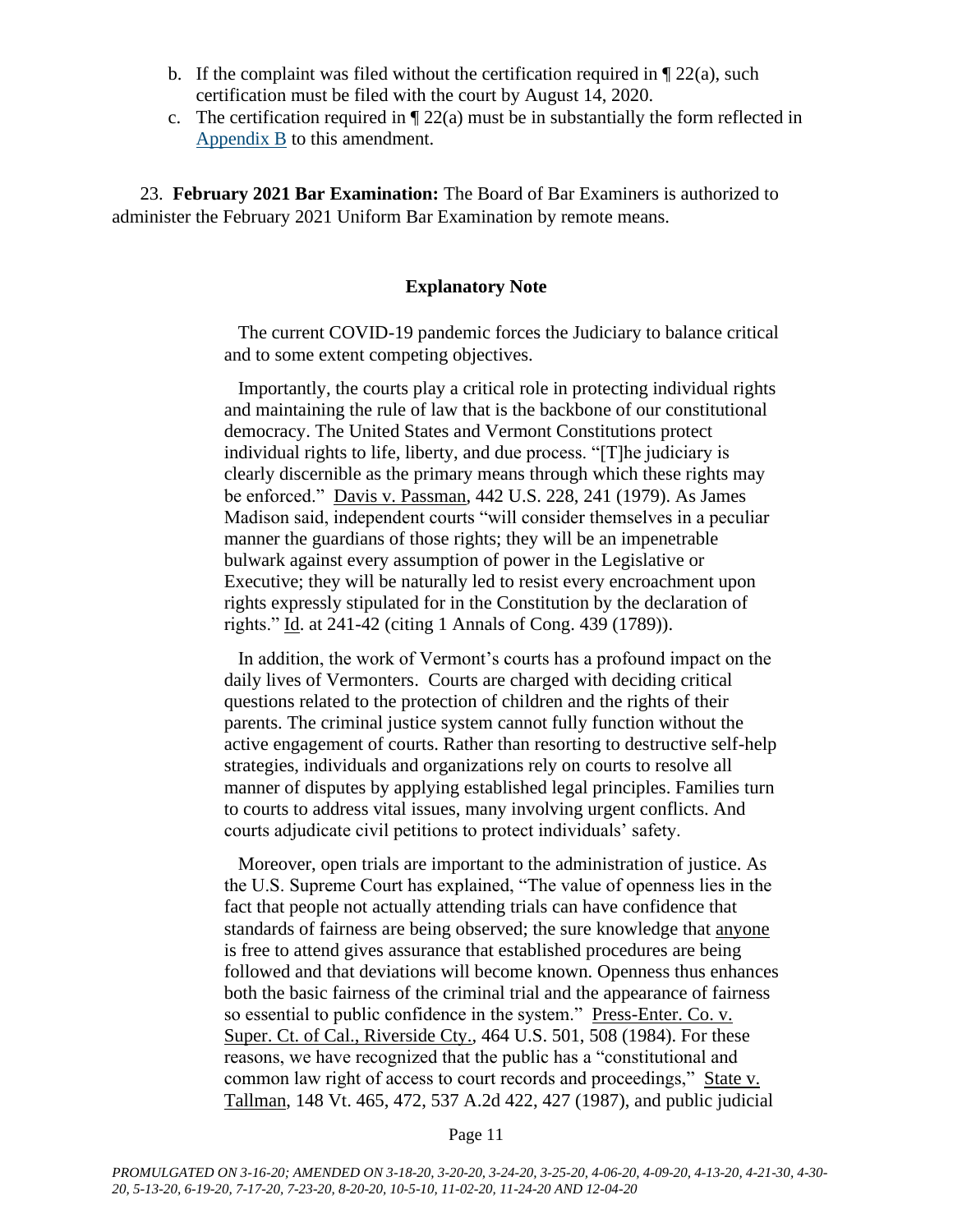b. If the complaint was filed without the certification required in ¶ 22(a), such certification must be filed with the court by August 14, 2020.

c. The certification required in ¶ 22(a) must be in substantially the form reflected in Appendix B to this amendment.

23. **February 2021 Bar Examination:** The Board of Bar Examiners is authorized to administer the February 2021 Uniform Bar Examination by remote means.

### Explanatory Note

The current COVID-19 pandemic forces the Judiciary to balance critical and to some extent competing objectives.

Importantly, the courts play a critical role in protecting individual rights and maintaining the rule of law that is the backbone of our constitutional democracy. The United States and Vermont Constitutions protect individual rights to life, liberty, and due process. "[T]he judiciary is clearly discernible as the primary means through which these rights may be enforced." Davis v. Passman, 442 U.S. 228, 241 (1979). As James Madison said, independent courts "will consider themselves in a peculiar manner the guardians of those rights; they will be an impenetrable bulwark against every assumption of power in the Legislative or Executive; they will be naturally led to resist every encroachment upon rights expressly stipulated for in the Constitution by the declaration of rights." Id. at 241-42 (citing 1 Annals of Cong. 439 (1789)).

In addition, the work of Vermont's courts has a profound impact on the daily lives of Vermonters. Courts are charged with deciding critical questions related to the protection of children and the rights of their parents. The criminal justice system cannot fully function without the active engagement of courts. Rather than resorting to destructive self-help strategies, individuals and organizations rely on courts to resolve all manner of disputes by applying established legal principles. Families turn to courts to address vital issues, many involving urgent conflicts. And courts adjudicate civil petitions to protect individuals' safety.

Moreover, open trials are important to the administration of justice. As the U.S. Supreme Court has explained, "The value of openness lies in the fact that people not actually attending trials can have confidence that standards of fairness are being observed; the sure knowledge that anyone is free to attend gives assurance that established procedures are being followed and that deviations will become known. Openness thus enhances both the basic fairness of the criminal trial and the appearance of fairness so essential to public confidence in the system." Press-Enter. Co. v. Super. Ct. of Cal., Riverside Cty., 464 U.S. 501, 508 (1984). For these reasons, we have recognized that the public has a "constitutional and common law right of access to court records and proceedings," State v. Tallman, 148 Vt. 465, 472, 537 A.2d 422, 427 (1987), and public judicial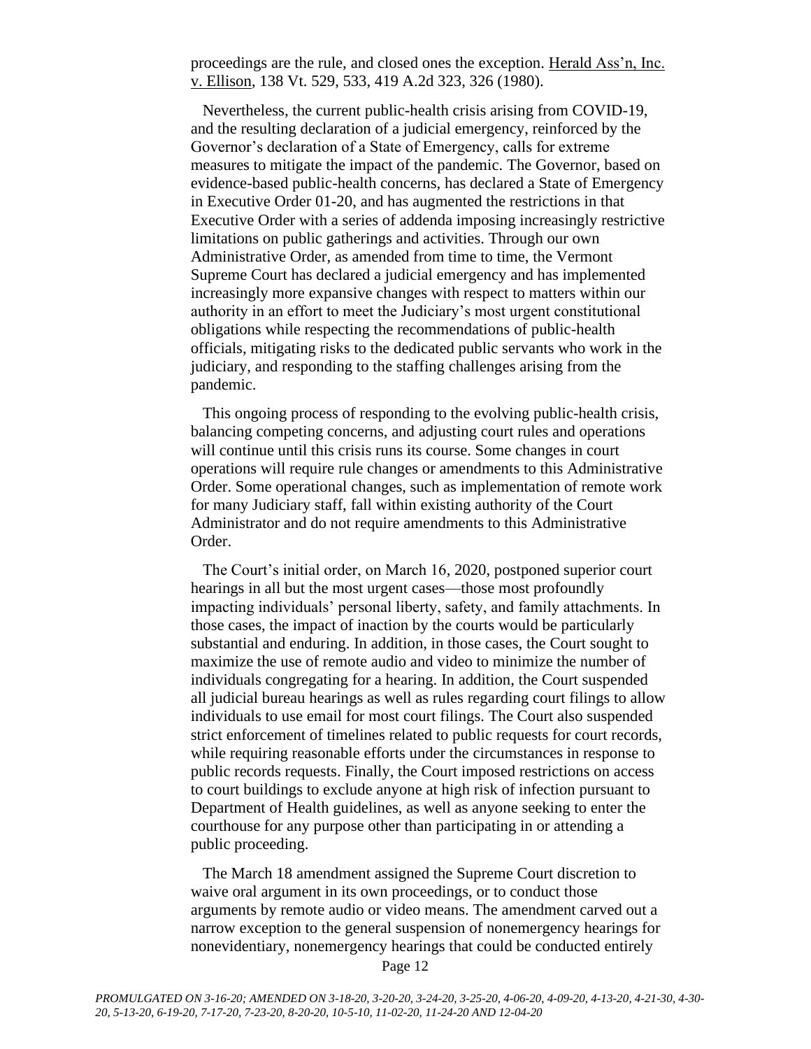proceedings are the rule, and closed ones the exception. Herald Ass'n, Inc. v. Ellison, 138 Vt. 529, 533, 419 A.2d 323, 326 (1980).

Nevertheless, the current public-health crisis arising from COVID-19, and the resulting declaration of a judicial emergency, reinforced by the Governor's declaration of a State of Emergency, calls for extreme measures to mitigate the impact of the pandemic. The Governor, based on evidence-based public-health concerns, has declared a State of Emergency in Executive Order 01-20, and has augmented the restrictions in that Executive Order with a series of addenda imposing increasingly restrictive limitations on public gatherings and activities. Through our own Administrative Order, as amended from time to time, the Vermont Supreme Court has declared a judicial emergency and has implemented increasingly more expansive changes with respect to matters within our authority in an effort to meet the Judiciary's most urgent constitutional obligations while respecting the recommendations of public-health officials, mitigating risks to the dedicated public servants who work in the judiciary, and responding to the staffing challenges arising from the pandemic.

This ongoing process of responding to the evolving public-health crisis, balancing competing concerns, and adjusting court rules and operations will continue until this crisis runs its course. Some changes in court operations will require rule changes or amendments to this Administrative Order. Some operational changes, such as implementation of remote work for many Judiciary staff, fall within existing authority of the Court Administrator and do not require amendments to this Administrative Order.

The Court's initial order, on March 16, 2020, postponed superior court hearings in all but the most urgent cases—those most profoundly impacting individuals' personal liberty, safety, and family attachments. In those cases, the impact of inaction by the courts would be particularly substantial and enduring. In addition, in those cases, the Court sought to maximize the use of remote audio and video to minimize the number of individuals congregating for a hearing. In addition, the Court suspended all judicial bureau hearings as well as rules regarding court filings to allow individuals to use email for most court filings. The Court also suspended strict enforcement of timelines related to public requests for court records, while requiring reasonable efforts under the circumstances in response to public records requests. Finally, the Court imposed restrictions on access to court buildings to exclude anyone at high risk of infection pursuant to Department of Health guidelines, as well as anyone seeking to enter the courthouse for any purpose other than participating in or attending a public proceeding.

The March 18 amendment assigned the Supreme Court discretion to waive oral argument in its own proceedings, or to conduct those arguments by remote audio or video means. The amendment carved out a narrow exception to the general suspension of nonemergency hearings for nonevidentiary, nonemergency hearings that could be conducted entirely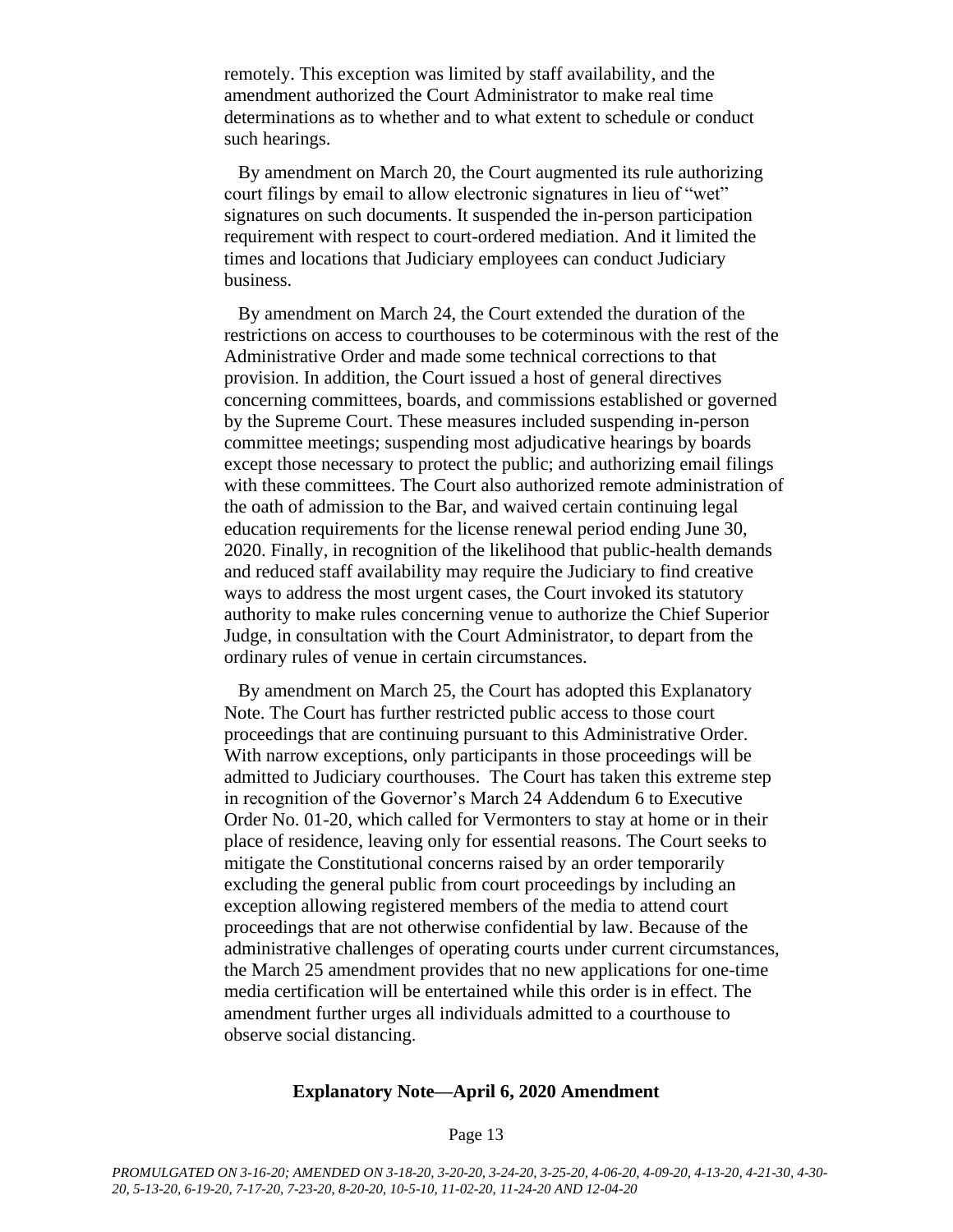remotely. This exception was limited by staff availability, and the amendment authorized the Court Administrator to make real time determinations as to whether and to what extent to schedule or conduct such hearings.

By amendment on March 20, the Court augmented its rule authorizing court filings by email to allow electronic signatures in lieu of "wet" signatures on such documents. It suspended the in-person participation requirement with respect to court-ordered mediation. And it limited the times and locations that Judiciary employees can conduct Judiciary business.

By amendment on March 24, the Court extended the duration of the restrictions on access to courthouses to be coterminous with the rest of the Administrative Order and made some technical corrections to that provision. In addition, the Court issued a host of general directives concerning committees, boards, and commissions established or governed by the Supreme Court. These measures included suspending in-person committee meetings; suspending most adjudicative hearings by boards except those necessary to protect the public; and authorizing email filings with these committees. The Court also authorized remote administration of the oath of admission to the Bar, and waived certain continuing legal education requirements for the license renewal period ending June 30, 2020. Finally, in recognition of the likelihood that public-health demands and reduced staff availability may require the Judiciary to find creative ways to address the most urgent cases, the Court invoked its statutory authority to make rules concerning venue to authorize the Chief Superior Judge, in consultation with the Court Administrator, to depart from the ordinary rules of venue in certain circumstances.

By amendment on March 25, the Court has adopted this Explanatory Note. The Court has further restricted public access to those court proceedings that are continuing pursuant to this Administrative Order. With narrow exceptions, only participants in those proceedings will be admitted to Judiciary courthouses. The Court has taken this extreme step in recognition of the Governor's March 24 Addendum 6 to Executive Order No. 01-20, which called for Vermonters to stay at home or in their place of residence, leaving only for essential reasons. The Court seeks to mitigate the Constitutional concerns raised by an order temporarily excluding the general public from court proceedings by including an exception allowing registered members of the media to attend court proceedings that are not otherwise confidential by law. Because of the administrative challenges of operating courts under current circumstances, the March 25 amendment provides that no new applications for one-time media certification will be entertained while this order is in effect. The amendment further urges all individuals admitted to a courthouse to observe social distancing.

**Explanatory Note—April 6, 2020 Amendment**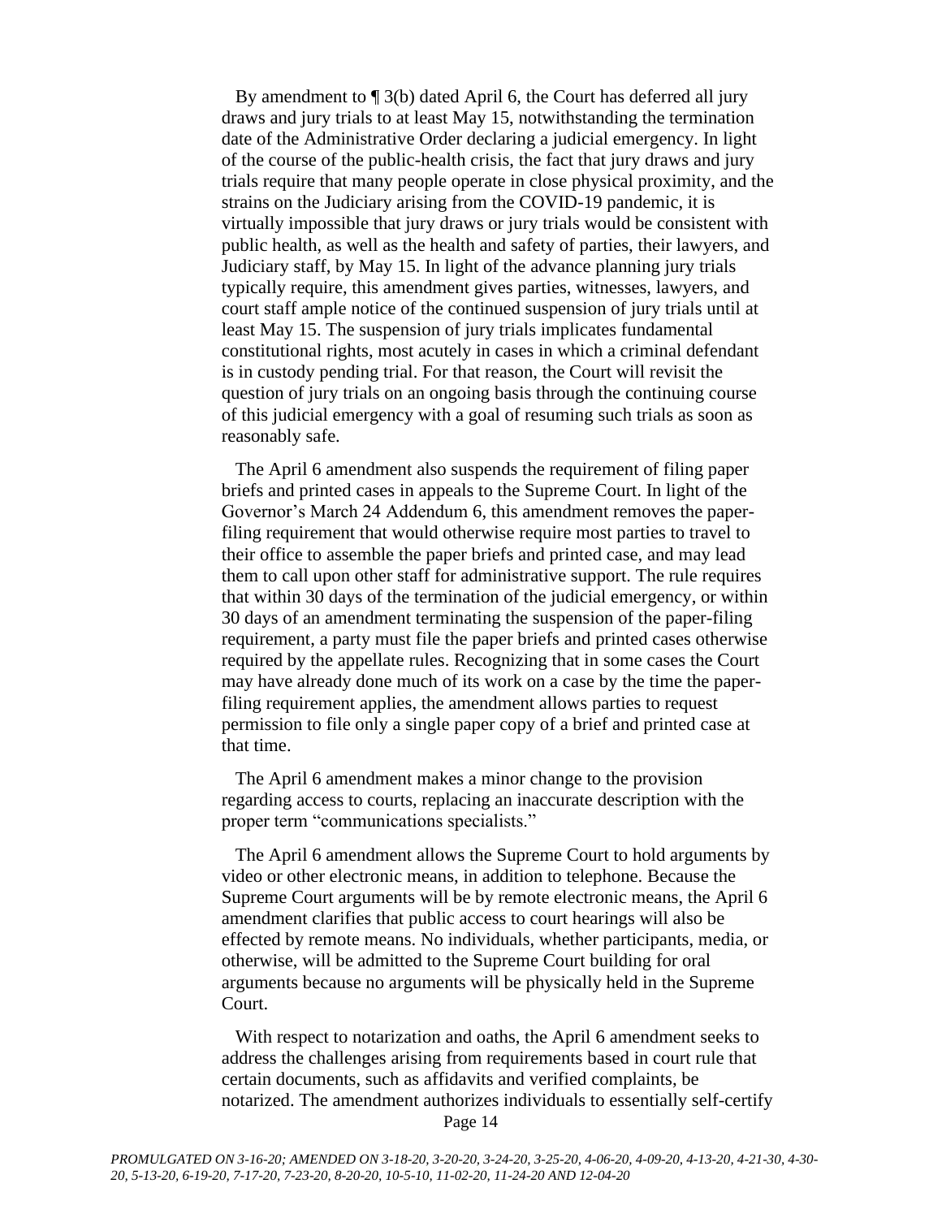By amendment to ¶ 3(b) dated April 6, the Court has deferred all jury draws and jury trials to at least May 15, notwithstanding the termination date of the Administrative Order declaring a judicial emergency. In light of the course of the public-health crisis, the fact that jury draws and jury trials require that many people operate in close physical proximity, and the strains on the Judiciary arising from the COVID-19 pandemic, it is virtually impossible that jury draws or jury trials would be consistent with public health, as well as the health and safety of parties, their lawyers, and Judiciary staff, by May 15. In light of the advance planning jury trials typically require, this amendment gives parties, witnesses, lawyers, and court staff ample notice of the continued suspension of jury trials until at least May 15. The suspension of jury trials implicates fundamental constitutional rights, most acutely in cases in which a criminal defendant is in custody pending trial. For that reason, the Court will revisit the question of jury trials on an ongoing basis through the continuing course of this judicial emergency with a goal of resuming such trials as soon as reasonably safe.

The April 6 amendment also suspends the requirement of filing paper briefs and printed cases in appeals to the Supreme Court. In light of the Governor's March 24 Addendum 6, this amendment removes the paper-filing requirement that would otherwise require most parties to travel to their office to assemble the paper briefs and printed case, and may lead them to call upon other staff for administrative support. The rule requires that within 30 days of the termination of the judicial emergency, or within 30 days of an amendment terminating the suspension of the paper-filing requirement, a party must file the paper briefs and printed cases otherwise required by the appellate rules. Recognizing that in some cases the Court may have already done much of its work on a case by the time the paper-filing requirement applies, the amendment allows parties to request permission to file only a single paper copy of a brief and printed case at that time.

The April 6 amendment makes a minor change to the provision regarding access to courts, replacing an inaccurate description with the proper term "communications specialists."

The April 6 amendment allows the Supreme Court to hold arguments by video or other electronic means, in addition to telephone. Because the Supreme Court arguments will be by remote electronic means, the April 6 amendment clarifies that public access to court hearings will also be effected by remote means. No individuals, whether participants, media, or otherwise, will be admitted to the Supreme Court building for oral arguments because no arguments will be physically held in the Supreme Court.

With respect to notarization and oaths, the April 6 amendment seeks to address the challenges arising from requirements based in court rule that certain documents, such as affidavits and verified complaints, be notarized. The amendment authorizes individuals to essentially self-certify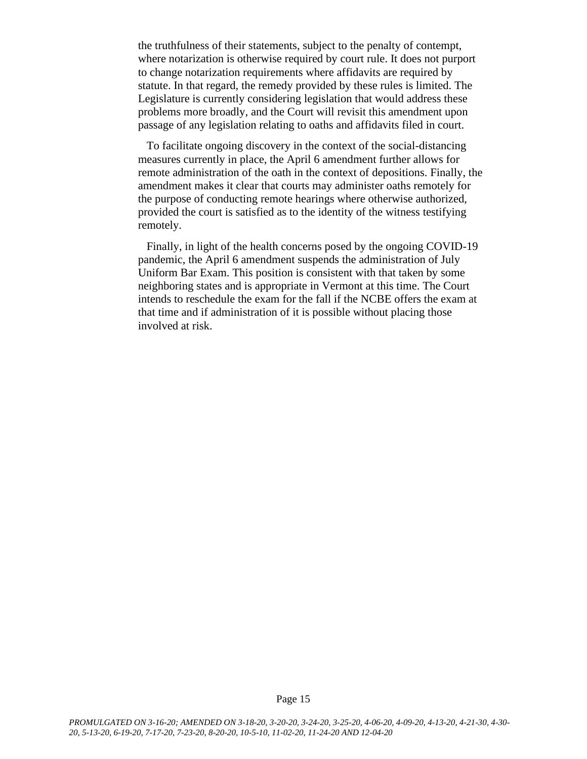the truthfulness of their statements, subject to the penalty of contempt, where notarization is otherwise required by court rule. It does not purport to change notarization requirements where affidavits are required by statute. In that regard, the remedy provided by these rules is limited. The Legislature is currently considering legislation that would address these problems more broadly, and the Court will revisit this amendment upon passage of any legislation relating to oaths and affidavits filed in court.

To facilitate ongoing discovery in the context of the social-distancing measures currently in place, the April 6 amendment further allows for remote administration of the oath in the context of depositions. Finally, the amendment makes it clear that courts may administer oaths remotely for the purpose of conducting remote hearings where otherwise authorized, provided the court is satisfied as to the identity of the witness testifying remotely.

Finally, in light of the health concerns posed by the ongoing COVID-19 pandemic, the April 6 amendment suspends the administration of July Uniform Bar Exam. This position is consistent with that taken by some neighboring states and is appropriate in Vermont at this time. The Court intends to reschedule the exam for the fall if the NCBE offers the exam at that time and if administration of it is possible without placing those involved at risk.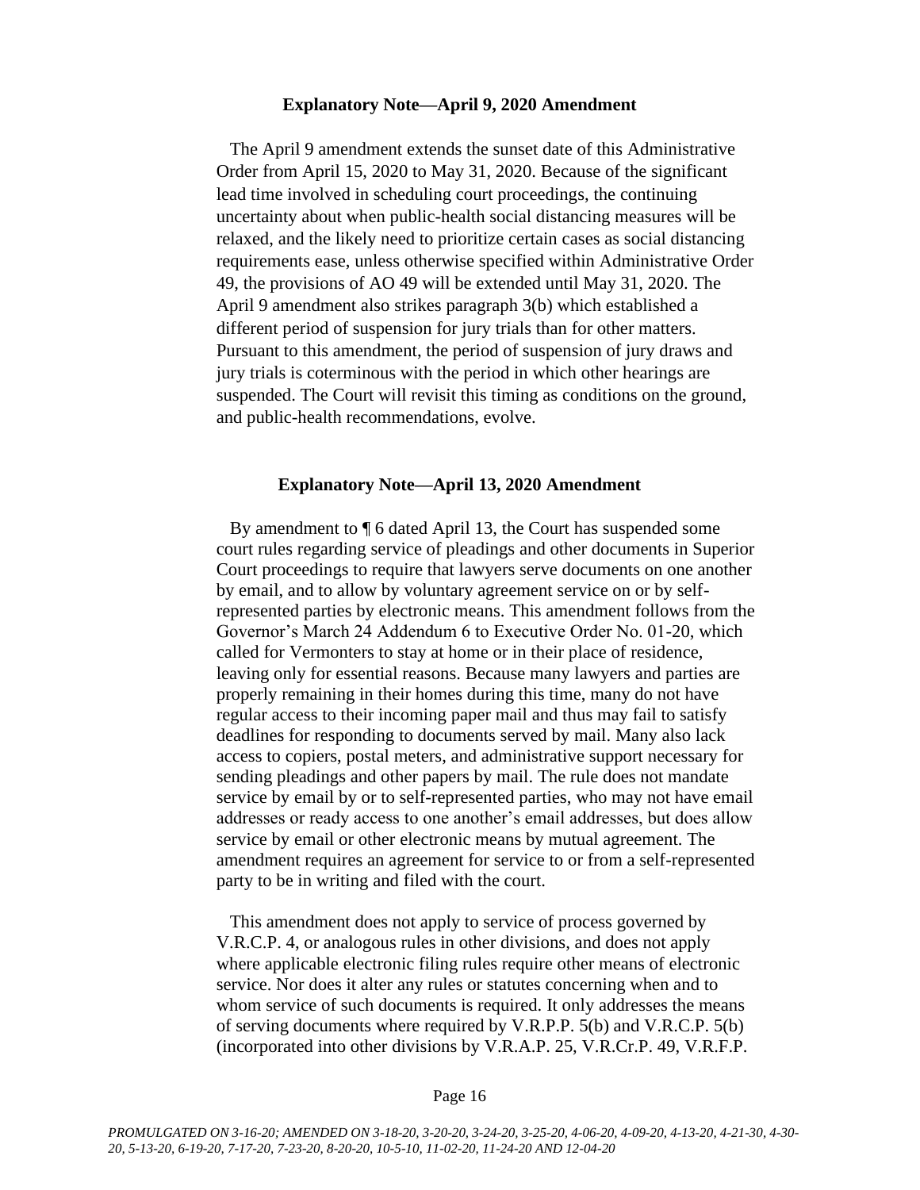**Explanatory Note—April 9, 2020 Amendment**

The April 9 amendment extends the sunset date of this Administrative Order from April 15, 2020 to May 31, 2020. Because of the significant lead time involved in scheduling court proceedings, the continuing uncertainty about when public-health social distancing measures will be relaxed, and the likely need to prioritize certain cases as social distancing requirements ease, unless otherwise specified within Administrative Order 49, the provisions of AO 49 will be extended until May 31, 2020. The April 9 amendment also strikes paragraph 3(b) which established a different period of suspension for jury trials than for other matters. Pursuant to this amendment, the period of suspension of jury draws and jury trials is coterminous with the period in which other hearings are suspended. The Court will revisit this timing as conditions on the ground, and public-health recommendations, evolve.

**Explanatory Note—April 13, 2020 Amendment**

By amendment to ¶ 6 dated April 13, the Court has suspended some court rules regarding service of pleadings and other documents in Superior Court proceedings to require that lawyers serve documents on one another by email, and to allow by voluntary agreement service on or by self-represented parties by electronic means. This amendment follows from the Governor's March 24 Addendum 6 to Executive Order No. 01-20, which called for Vermonters to stay at home or in their place of residence, leaving only for essential reasons. Because many lawyers and parties are properly remaining in their homes during this time, many do not have regular access to their incoming paper mail and thus may fail to satisfy deadlines for responding to documents served by mail. Many also lack access to copiers, postal meters, and administrative support necessary for sending pleadings and other papers by mail. The rule does not mandate service by email by or to self-represented parties, who may not have email addresses or ready access to one another's email addresses, but does allow service by email or other electronic means by mutual agreement. The amendment requires an agreement for service to or from a self-represented party to be in writing and filed with the court.

This amendment does not apply to service of process governed by V.R.C.P. 4, or analogous rules in other divisions, and does not apply where applicable electronic filing rules require other means of electronic service. Nor does it alter any rules or statutes concerning when and to whom service of such documents is required. It only addresses the means of serving documents where required by V.R.P.P. 5(b) and V.R.C.P. 5(b) (incorporated into other divisions by V.R.A.P. 25, V.R.Cr.P. 49, V.R.F.P.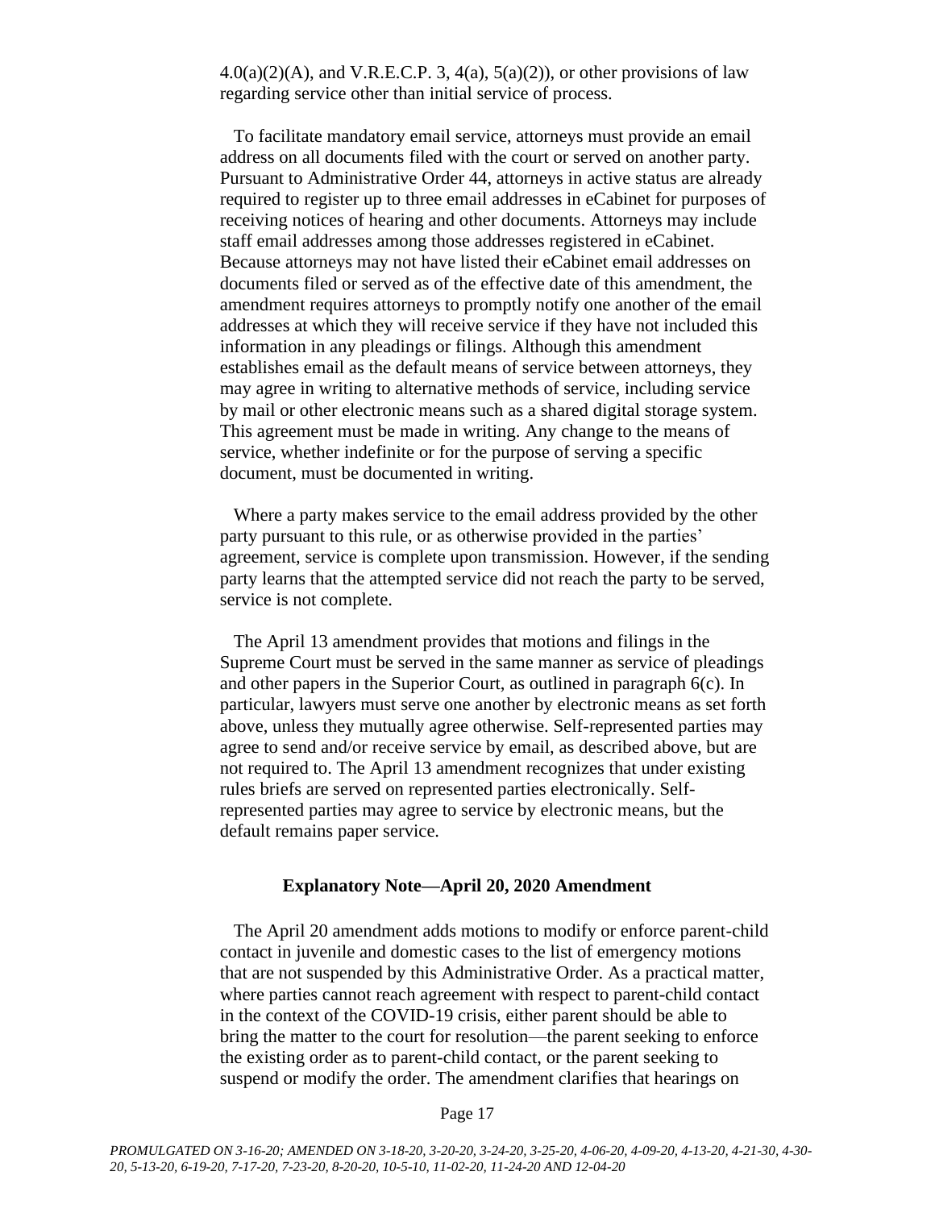4.0(a)(2)(A), and V.R.E.C.P. 3, 4(a), 5(a)(2)), or other provisions of law regarding service other than initial service of process.

To facilitate mandatory email service, attorneys must provide an email address on all documents filed with the court or served on another party. Pursuant to Administrative Order 44, attorneys in active status are already required to register up to three email addresses in eCabinet for purposes of receiving notices of hearing and other documents. Attorneys may include staff email addresses among those addresses registered in eCabinet. Because attorneys may not have listed their eCabinet email addresses on documents filed or served as of the effective date of this amendment, the amendment requires attorneys to promptly notify one another of the email addresses at which they will receive service if they have not included this information in any pleadings or filings. Although this amendment establishes email as the default means of service between attorneys, they may agree in writing to alternative methods of service, including service by mail or other electronic means such as a shared digital storage system. This agreement must be made in writing. Any change to the means of service, whether indefinite or for the purpose of serving a specific document, must be documented in writing.

Where a party makes service to the email address provided by the other party pursuant to this rule, or as otherwise provided in the parties' agreement, service is complete upon transmission. However, if the sending party learns that the attempted service did not reach the party to be served, service is not complete.

The April 13 amendment provides that motions and filings in the Supreme Court must be served in the same manner as service of pleadings and other papers in the Superior Court, as outlined in paragraph 6(c). In particular, lawyers must serve one another by electronic means as set forth above, unless they mutually agree otherwise. Self-represented parties may agree to send and/or receive service by email, as described above, but are not required to. The April 13 amendment recognizes that under existing rules briefs are served on represented parties electronically. Self-represented parties may agree to service by electronic means, but the default remains paper service.

### Explanatory Note—April 20, 2020 Amendment

The April 20 amendment adds motions to modify or enforce parent-child contact in juvenile and domestic cases to the list of emergency motions that are not suspended by this Administrative Order. As a practical matter, where parties cannot reach agreement with respect to parent-child contact in the context of the COVID-19 crisis, either parent should be able to bring the matter to the court for resolution—the parent seeking to enforce the existing order as to parent-child contact, or the parent seeking to suspend or modify the order. The amendment clarifies that hearings on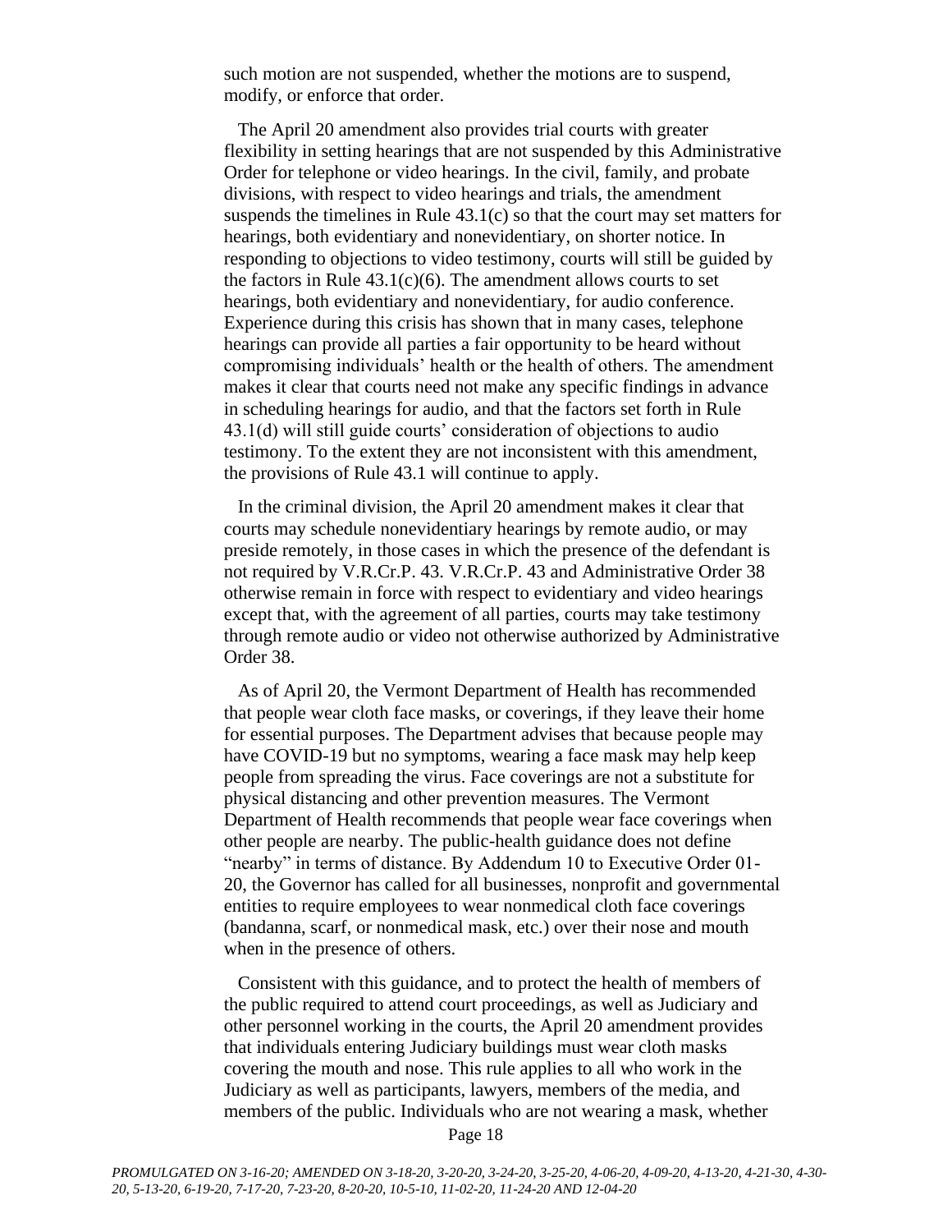such motion are not suspended, whether the motions are to suspend, modify, or enforce that order.

The April 20 amendment also provides trial courts with greater flexibility in setting hearings that are not suspended by this Administrative Order for telephone or video hearings. In the civil, family, and probate divisions, with respect to video hearings and trials, the amendment suspends the timelines in Rule 43.1(c) so that the court may set matters for hearings, both evidentiary and nonevidentiary, on shorter notice. In responding to objections to video testimony, courts will still be guided by the factors in Rule 43.1(c)(6). The amendment allows courts to set hearings, both evidentiary and nonevidentiary, for audio conference. Experience during this crisis has shown that in many cases, telephone hearings can provide all parties a fair opportunity to be heard without compromising individuals' health or the health of others. The amendment makes it clear that courts need not make any specific findings in advance in scheduling hearings for audio, and that the factors set forth in Rule 43.1(d) will still guide courts' consideration of objections to audio testimony. To the extent they are not inconsistent with this amendment, the provisions of Rule 43.1 will continue to apply.

In the criminal division, the April 20 amendment makes it clear that courts may schedule nonevidentiary hearings by remote audio, or may preside remotely, in those cases in which the presence of the defendant is not required by V.R.Cr.P. 43. V.R.Cr.P. 43 and Administrative Order 38 otherwise remain in force with respect to evidentiary and video hearings except that, with the agreement of all parties, courts may take testimony through remote audio or video not otherwise authorized by Administrative Order 38.

As of April 20, the Vermont Department of Health has recommended that people wear cloth face masks, or coverings, if they leave their home for essential purposes. The Department advises that because people may have COVID-19 but no symptoms, wearing a face mask may help keep people from spreading the virus. Face coverings are not a substitute for physical distancing and other prevention measures. The Vermont Department of Health recommends that people wear face coverings when other people are nearby. The public-health guidance does not define "nearby" in terms of distance. By Addendum 10 to Executive Order 01-20, the Governor has called for all businesses, nonprofit and governmental entities to require employees to wear nonmedical cloth face coverings (bandanna, scarf, or nonmedical mask, etc.) over their nose and mouth when in the presence of others.

Consistent with this guidance, and to protect the health of members of the public required to attend court proceedings, as well as Judiciary and other personnel working in the courts, the April 20 amendment provides that individuals entering Judiciary buildings must wear cloth masks covering the mouth and nose. This rule applies to all who work in the Judiciary as well as participants, lawyers, members of the media, and members of the public. Individuals who are not wearing a mask, whether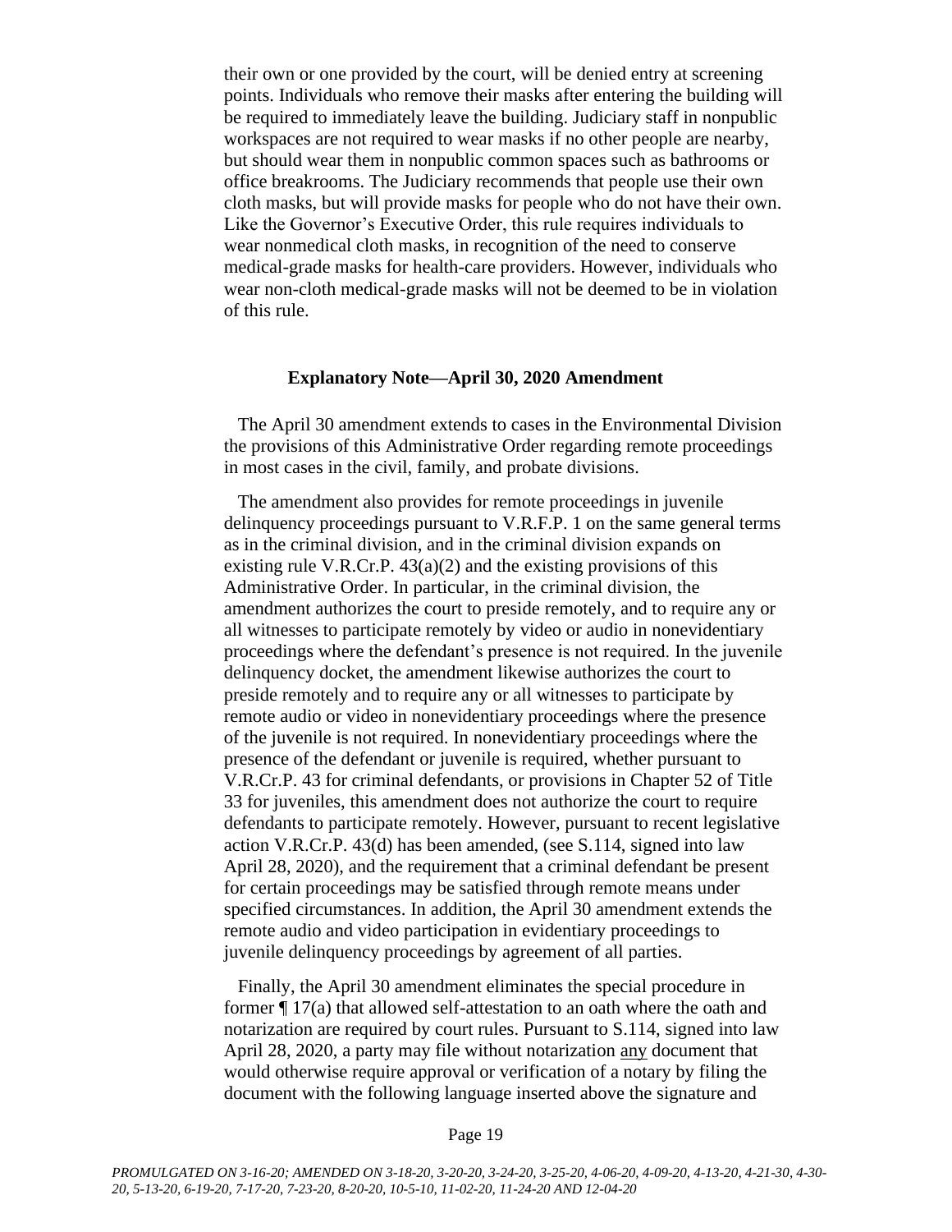their own or one provided by the court, will be denied entry at screening points. Individuals who remove their masks after entering the building will be required to immediately leave the building. Judiciary staff in nonpublic workspaces are not required to wear masks if no other people are nearby, but should wear them in nonpublic common spaces such as bathrooms or office breakrooms. The Judiciary recommends that people use their own cloth masks, but will provide masks for people who do not have their own. Like the Governor's Executive Order, this rule requires individuals to wear nonmedical cloth masks, in recognition of the need to conserve medical-grade masks for health-care providers. However, individuals who wear non-cloth medical-grade masks will not be deemed to be in violation of this rule.

### Explanatory Note—April 30, 2020 Amendment

The April 30 amendment extends to cases in the Environmental Division the provisions of this Administrative Order regarding remote proceedings in most cases in the civil, family, and probate divisions.

The amendment also provides for remote proceedings in juvenile delinquency proceedings pursuant to V.R.F.P. 1 on the same general terms as in the criminal division, and in the criminal division expands on existing rule V.R.Cr.P. 43(a)(2) and the existing provisions of this Administrative Order. In particular, in the criminal division, the amendment authorizes the court to preside remotely, and to require any or all witnesses to participate remotely by video or audio in nonevidentiary proceedings where the defendant's presence is not required. In the juvenile delinquency docket, the amendment likewise authorizes the court to preside remotely and to require any or all witnesses to participate by remote audio or video in nonevidentiary proceedings where the presence of the juvenile is not required. In nonevidentiary proceedings where the presence of the defendant or juvenile is required, whether pursuant to V.R.Cr.P. 43 for criminal defendants, or provisions in Chapter 52 of Title 33 for juveniles, this amendment does not authorize the court to require defendants to participate remotely. However, pursuant to recent legislative action V.R.Cr.P. 43(d) has been amended, (see S.114, signed into law April 28, 2020), and the requirement that a criminal defendant be present for certain proceedings may be satisfied through remote means under specified circumstances. In addition, the April 30 amendment extends the remote audio and video participation in evidentiary proceedings to juvenile delinquency proceedings by agreement of all parties.

Finally, the April 30 amendment eliminates the special procedure in former ¶ 17(a) that allowed self-attestation to an oath where the oath and notarization are required by court rules. Pursuant to S.114, signed into law April 28, 2020, a party may file without notarization <u>any</u> document that would otherwise require approval or verification of a notary by filing the document with the following language inserted above the signature and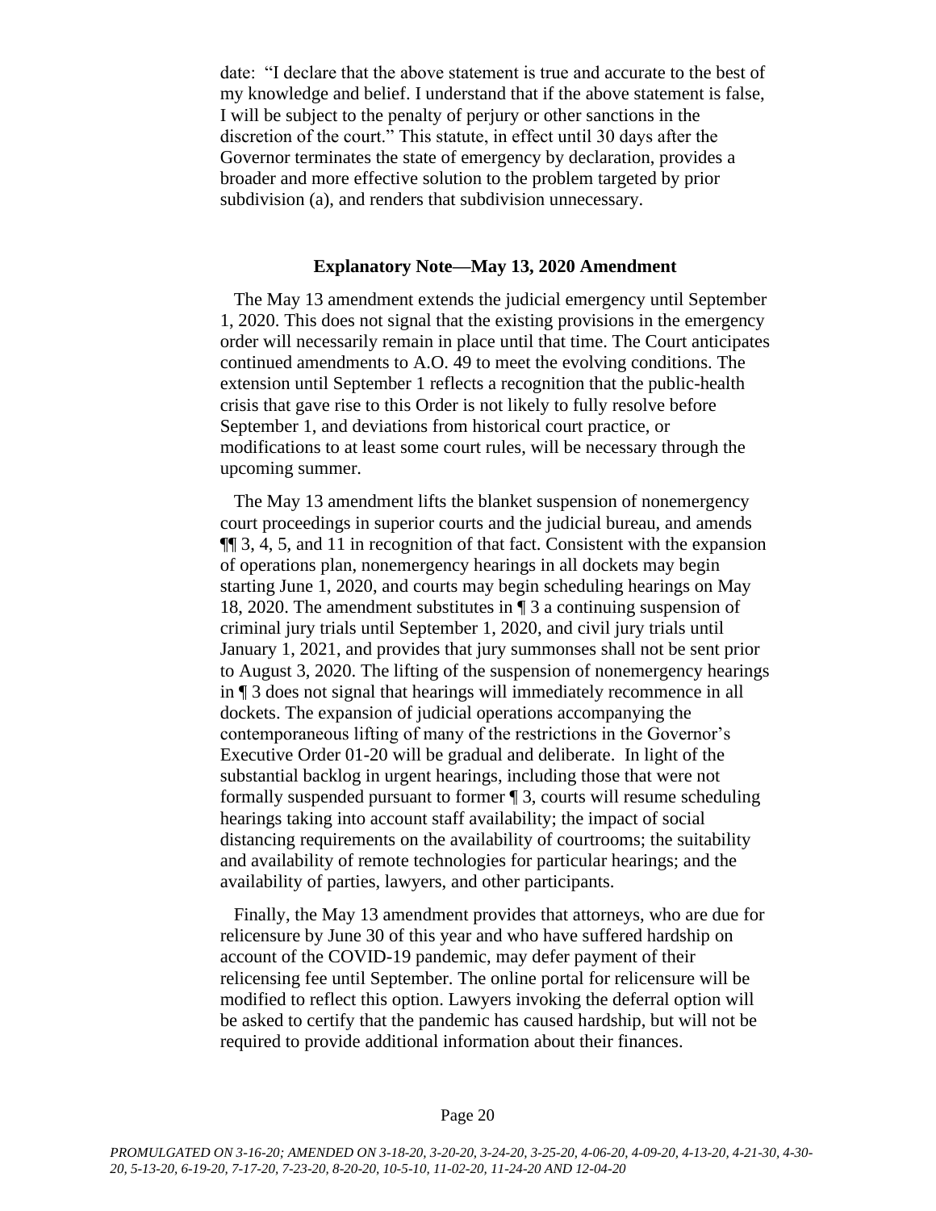date: "I declare that the above statement is true and accurate to the best of my knowledge and belief. I understand that if the above statement is false, I will be subject to the penalty of perjury or other sanctions in the discretion of the court." This statute, in effect until 30 days after the Governor terminates the state of emergency by declaration, provides a broader and more effective solution to the problem targeted by prior subdivision (a), and renders that subdivision unnecessary.

**Explanatory Note—May 13, 2020 Amendment**

The May 13 amendment extends the judicial emergency until September 1, 2020. This does not signal that the existing provisions in the emergency order will necessarily remain in place until that time. The Court anticipates continued amendments to A.O. 49 to meet the evolving conditions. The extension until September 1 reflects a recognition that the public-health crisis that gave rise to this Order is not likely to fully resolve before September 1, and deviations from historical court practice, or modifications to at least some court rules, will be necessary through the upcoming summer.

The May 13 amendment lifts the blanket suspension of nonemergency court proceedings in superior courts and the judicial bureau, and amends ¶¶ 3, 4, 5, and 11 in recognition of that fact. Consistent with the expansion of operations plan, nonemergency hearings in all dockets may begin starting June 1, 2020, and courts may begin scheduling hearings on May 18, 2020. The amendment substitutes in ¶ 3 a continuing suspension of criminal jury trials until September 1, 2020, and civil jury trials until January 1, 2021, and provides that jury summonses shall not be sent prior to August 3, 2020. The lifting of the suspension of nonemergency hearings in ¶ 3 does not signal that hearings will immediately recommence in all dockets. The expansion of judicial operations accompanying the contemporaneous lifting of many of the restrictions in the Governor's Executive Order 01-20 will be gradual and deliberate. In light of the substantial backlog in urgent hearings, including those that were not formally suspended pursuant to former ¶ 3, courts will resume scheduling hearings taking into account staff availability; the impact of social distancing requirements on the availability of courtrooms; the suitability and availability of remote technologies for particular hearings; and the availability of parties, lawyers, and other participants.

Finally, the May 13 amendment provides that attorneys, who are due for relicensure by June 30 of this year and who have suffered hardship on account of the COVID-19 pandemic, may defer payment of their relicensing fee until September. The online portal for relicensure will be modified to reflect this option. Lawyers invoking the deferral option will be asked to certify that the pandemic has caused hardship, but will not be required to provide additional information about their finances.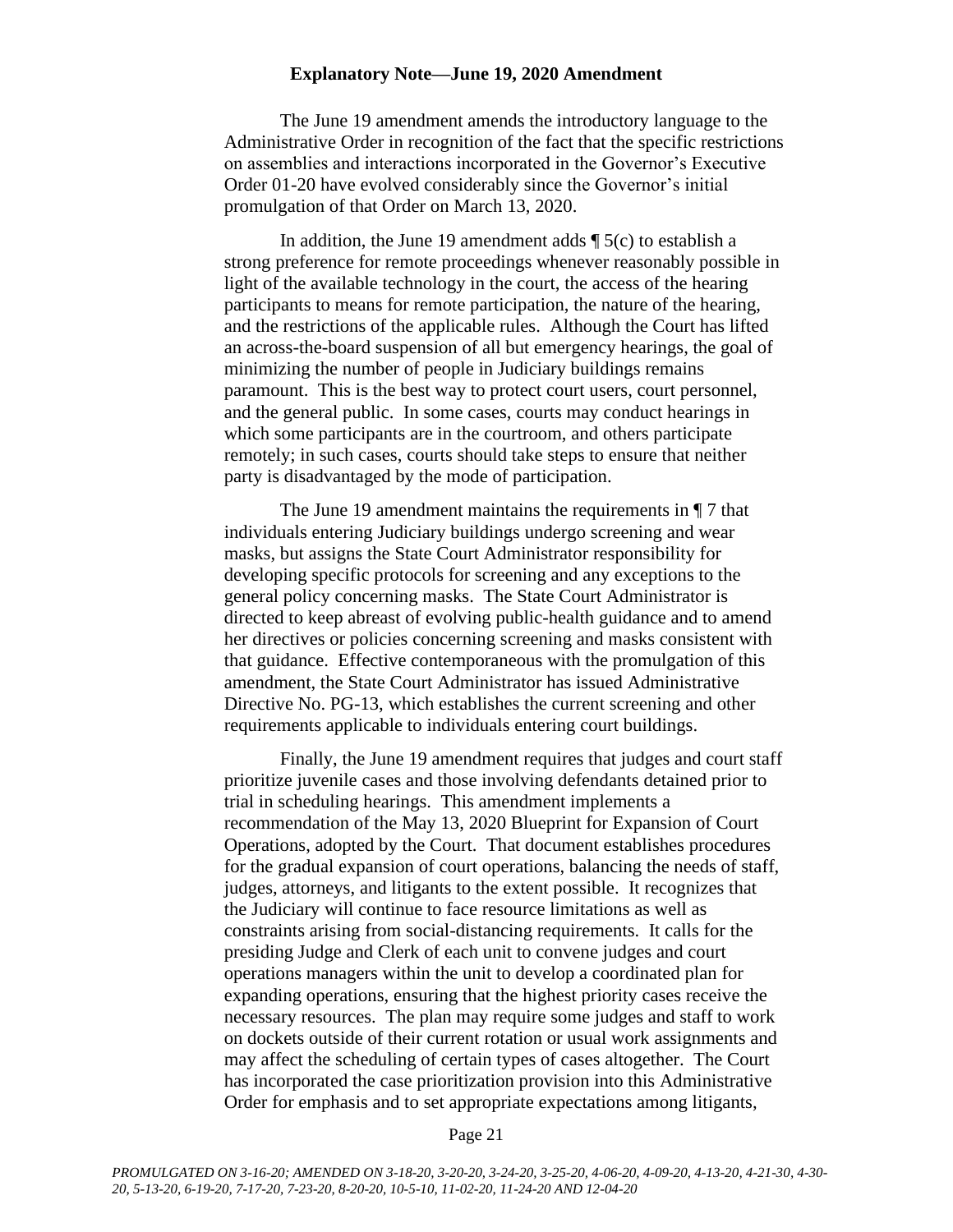## Explanatory Note—June 19, 2020 Amendment

The June 19 amendment amends the introductory language to the Administrative Order in recognition of the fact that the specific restrictions on assemblies and interactions incorporated in the Governor's Executive Order 01-20 have evolved considerably since the Governor's initial promulgation of that Order on March 13, 2020.

In addition, the June 19 amendment adds ¶ 5(c) to establish a strong preference for remote proceedings whenever reasonably possible in light of the available technology in the court, the access of the hearing participants to means for remote participation, the nature of the hearing, and the restrictions of the applicable rules. Although the Court has lifted an across-the-board suspension of all but emergency hearings, the goal of minimizing the number of people in Judiciary buildings remains paramount. This is the best way to protect court users, court personnel, and the general public. In some cases, courts may conduct hearings in which some participants are in the courtroom, and others participate remotely; in such cases, courts should take steps to ensure that neither party is disadvantaged by the mode of participation.

The June 19 amendment maintains the requirements in ¶ 7 that individuals entering Judiciary buildings undergo screening and wear masks, but assigns the State Court Administrator responsibility for developing specific protocols for screening and any exceptions to the general policy concerning masks. The State Court Administrator is directed to keep abreast of evolving public-health guidance and to amend her directives or policies concerning screening and masks consistent with that guidance. Effective contemporaneous with the promulgation of this amendment, the State Court Administrator has issued Administrative Directive No. PG-13, which establishes the current screening and other requirements applicable to individuals entering court buildings.

Finally, the June 19 amendment requires that judges and court staff prioritize juvenile cases and those involving defendants detained prior to trial in scheduling hearings. This amendment implements a recommendation of the May 13, 2020 Blueprint for Expansion of Court Operations, adopted by the Court. That document establishes procedures for the gradual expansion of court operations, balancing the needs of staff, judges, attorneys, and litigants to the extent possible. It recognizes that the Judiciary will continue to face resource limitations as well as constraints arising from social-distancing requirements. It calls for the presiding Judge and Clerk of each unit to convene judges and court operations managers within the unit to develop a coordinated plan for expanding operations, ensuring that the highest priority cases receive the necessary resources. The plan may require some judges and staff to work on dockets outside of their current rotation or usual work assignments and may affect the scheduling of certain types of cases altogether. The Court has incorporated the case prioritization provision into this Administrative Order for emphasis and to set appropriate expectations among litigants,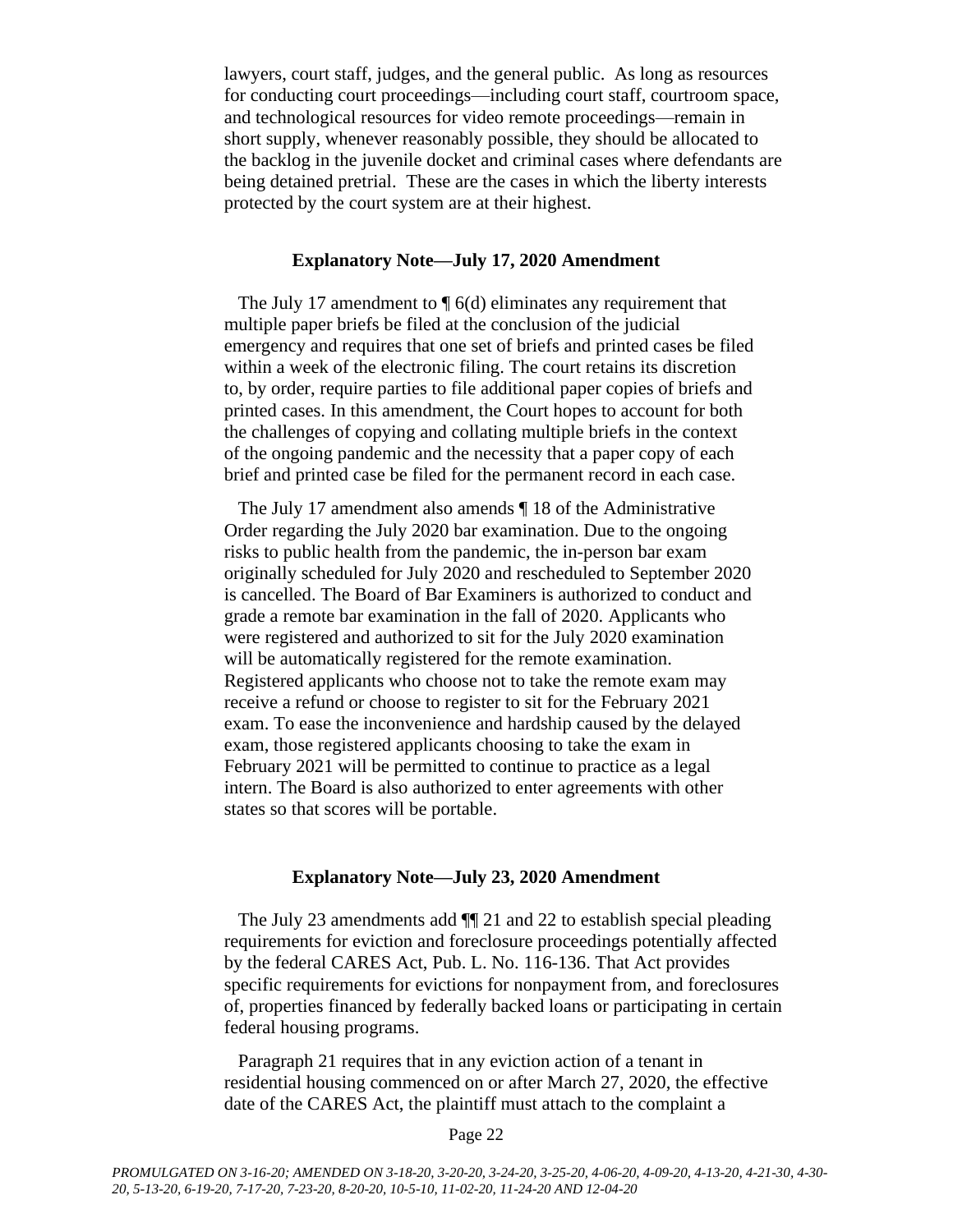lawyers, court staff, judges, and the general public. As long as resources for conducting court proceedings—including court staff, courtroom space, and technological resources for video remote proceedings—remain in short supply, whenever reasonably possible, they should be allocated to the backlog in the juvenile docket and criminal cases where defendants are being detained pretrial. These are the cases in which the liberty interests protected by the court system are at their highest.

### Explanatory Note—July 17, 2020 Amendment

The July 17 amendment to ¶ 6(d) eliminates any requirement that multiple paper briefs be filed at the conclusion of the judicial emergency and requires that one set of briefs and printed cases be filed within a week of the electronic filing. The court retains its discretion to, by order, require parties to file additional paper copies of briefs and printed cases. In this amendment, the Court hopes to account for both the challenges of copying and collating multiple briefs in the context of the ongoing pandemic and the necessity that a paper copy of each brief and printed case be filed for the permanent record in each case.

The July 17 amendment also amends ¶ 18 of the Administrative Order regarding the July 2020 bar examination. Due to the ongoing risks to public health from the pandemic, the in-person bar exam originally scheduled for July 2020 and rescheduled to September 2020 is cancelled. The Board of Bar Examiners is authorized to conduct and grade a remote bar examination in the fall of 2020. Applicants who were registered and authorized to sit for the July 2020 examination will be automatically registered for the remote examination. Registered applicants who choose not to take the remote exam may receive a refund or choose to register to sit for the February 2021 exam. To ease the inconvenience and hardship caused by the delayed exam, those registered applicants choosing to take the exam in February 2021 will be permitted to continue to practice as a legal intern. The Board is also authorized to enter agreements with other states so that scores will be portable.

### Explanatory Note—July 23, 2020 Amendment

The July 23 amendments add ¶¶ 21 and 22 to establish special pleading requirements for eviction and foreclosure proceedings potentially affected by the federal CARES Act, Pub. L. No. 116-136. That Act provides specific requirements for evictions for nonpayment from, and foreclosures of, properties financed by federally backed loans or participating in certain federal housing programs.

Paragraph 21 requires that in any eviction action of a tenant in residential housing commenced on or after March 27, 2020, the effective date of the CARES Act, the plaintiff must attach to the complaint a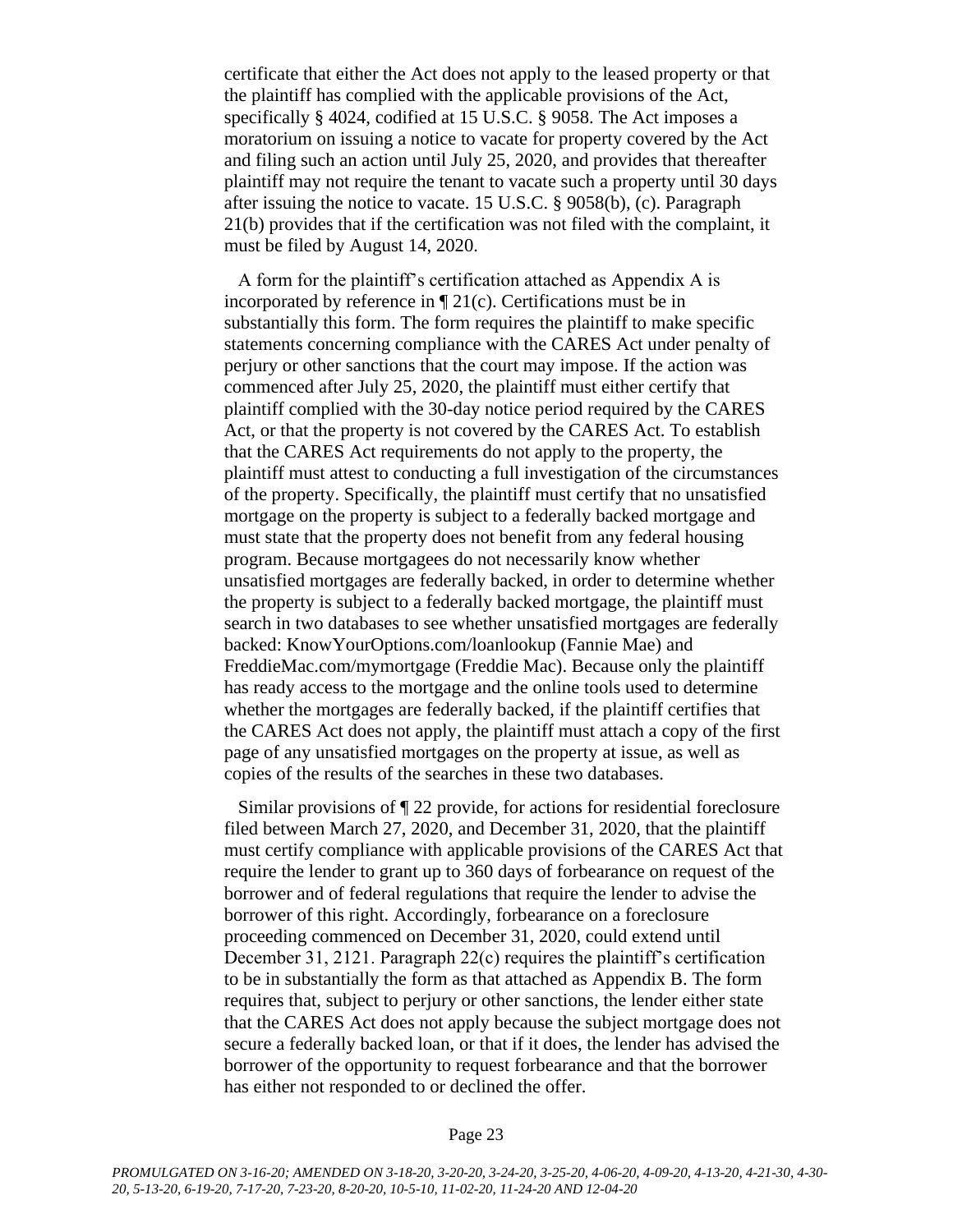certificate that either the Act does not apply to the leased property or that the plaintiff has complied with the applicable provisions of the Act, specifically § 4024, codified at 15 U.S.C. § 9058. The Act imposes a moratorium on issuing a notice to vacate for property covered by the Act and filing such an action until July 25, 2020, and provides that thereafter plaintiff may not require the tenant to vacate such a property until 30 days after issuing the notice to vacate. 15 U.S.C. § 9058(b), (c). Paragraph 21(b) provides that if the certification was not filed with the complaint, it must be filed by August 14, 2020.

A form for the plaintiff's certification attached as Appendix A is incorporated by reference in ¶ 21(c). Certifications must be in substantially this form. The form requires the plaintiff to make specific statements concerning compliance with the CARES Act under penalty of perjury or other sanctions that the court may impose. If the action was commenced after July 25, 2020, the plaintiff must either certify that plaintiff complied with the 30-day notice period required by the CARES Act, or that the property is not covered by the CARES Act. To establish that the CARES Act requirements do not apply to the property, the plaintiff must attest to conducting a full investigation of the circumstances of the property. Specifically, the plaintiff must certify that no unsatisfied mortgage on the property is subject to a federally backed mortgage and must state that the property does not benefit from any federal housing program. Because mortgagees do not necessarily know whether unsatisfied mortgages are federally backed, in order to determine whether the property is subject to a federally backed mortgage, the plaintiff must search in two databases to see whether unsatisfied mortgages are federally backed: KnowYourOptions.com/loanlookup (Fannie Mae) and FreddieMac.com/mymortgage (Freddie Mac). Because only the plaintiff has ready access to the mortgage and the online tools used to determine whether the mortgages are federally backed, if the plaintiff certifies that the CARES Act does not apply, the plaintiff must attach a copy of the first page of any unsatisfied mortgages on the property at issue, as well as copies of the results of the searches in these two databases.

Similar provisions of ¶ 22 provide, for actions for residential foreclosure filed between March 27, 2020, and December 31, 2020, that the plaintiff must certify compliance with applicable provisions of the CARES Act that require the lender to grant up to 360 days of forbearance on request of the borrower and of federal regulations that require the lender to advise the borrower of this right. Accordingly, forbearance on a foreclosure proceeding commenced on December 31, 2020, could extend until December 31, 2121. Paragraph 22(c) requires the plaintiff's certification to be in substantially the form as that attached as Appendix B. The form requires that, subject to perjury or other sanctions, the lender either state that the CARES Act does not apply because the subject mortgage does not secure a federally backed loan, or that if it does, the lender has advised the borrower of the opportunity to request forbearance and that the borrower has either not responded to or declined the offer.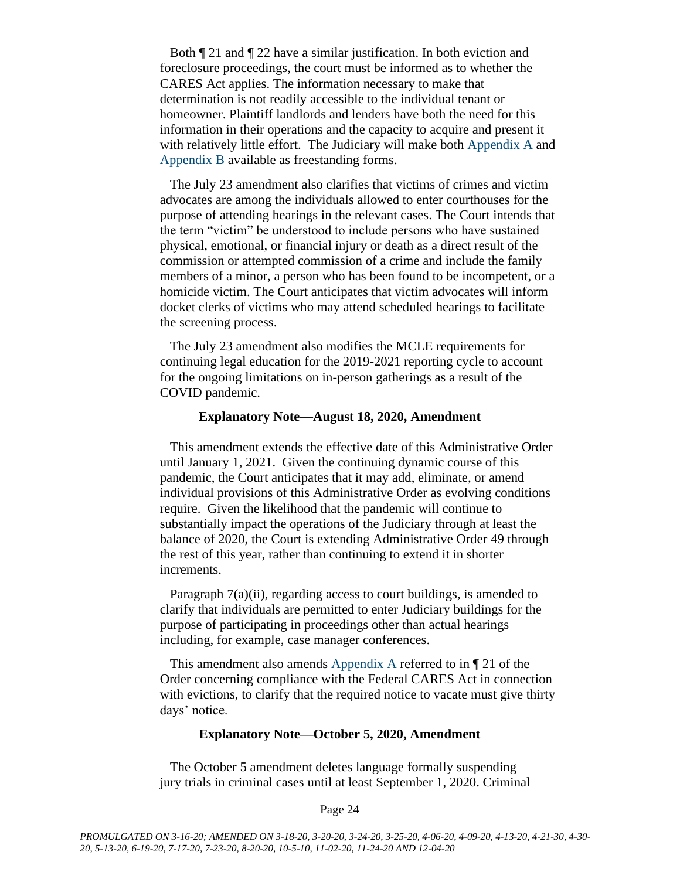Both ¶ 21 and ¶ 22 have a similar justification. In both eviction and foreclosure proceedings, the court must be informed as to whether the CARES Act applies. The information necessary to make that determination is not readily accessible to the individual tenant or homeowner. Plaintiff landlords and lenders have both the need for this information in their operations and the capacity to acquire and present it with relatively little effort. The Judiciary will make both Appendix A and Appendix B available as freestanding forms.

The July 23 amendment also clarifies that victims of crimes and victim advocates are among the individuals allowed to enter courthouses for the purpose of attending hearings in the relevant cases. The Court intends that the term "victim" be understood to include persons who have sustained physical, emotional, or financial injury or death as a direct result of the commission or attempted commission of a crime and include the family members of a minor, a person who has been found to be incompetent, or a homicide victim. The Court anticipates that victim advocates will inform docket clerks of victims who may attend scheduled hearings to facilitate the screening process.

The July 23 amendment also modifies the MCLE requirements for continuing legal education for the 2019-2021 reporting cycle to account for the ongoing limitations on in-person gatherings as a result of the COVID pandemic.

**Explanatory Note—August 18, 2020, Amendment**

This amendment extends the effective date of this Administrative Order until January 1, 2021. Given the continuing dynamic course of this pandemic, the Court anticipates that it may add, eliminate, or amend individual provisions of this Administrative Order as evolving conditions require. Given the likelihood that the pandemic will continue to substantially impact the operations of the Judiciary through at least the balance of 2020, the Court is extending Administrative Order 49 through the rest of this year, rather than continuing to extend it in shorter increments.

Paragraph 7(a)(ii), regarding access to court buildings, is amended to clarify that individuals are permitted to enter Judiciary buildings for the purpose of participating in proceedings other than actual hearings including, for example, case manager conferences.

This amendment also amends Appendix A referred to in ¶ 21 of the Order concerning compliance with the Federal CARES Act in connection with evictions, to clarify that the required notice to vacate must give thirty days' notice.

**Explanatory Note—October 5, 2020, Amendment**

The October 5 amendment deletes language formally suspending jury trials in criminal cases until at least September 1, 2020. Criminal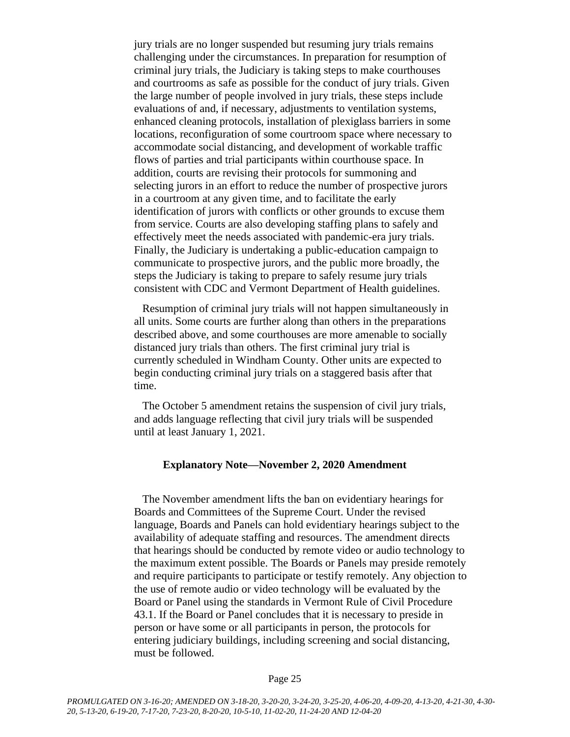jury trials are no longer suspended but resuming jury trials remains challenging under the circumstances. In preparation for resumption of criminal jury trials, the Judiciary is taking steps to make courthouses and courtrooms as safe as possible for the conduct of jury trials. Given the large number of people involved in jury trials, these steps include evaluations of and, if necessary, adjustments to ventilation systems, enhanced cleaning protocols, installation of plexiglass barriers in some locations, reconfiguration of some courtroom space where necessary to accommodate social distancing, and development of workable traffic flows of parties and trial participants within courthouse space. In addition, courts are revising their protocols for summoning and selecting jurors in an effort to reduce the number of prospective jurors in a courtroom at any given time, and to facilitate the early identification of jurors with conflicts or other grounds to excuse them from service. Courts are also developing staffing plans to safely and effectively meet the needs associated with pandemic-era jury trials. Finally, the Judiciary is undertaking a public-education campaign to communicate to prospective jurors, and the public more broadly, the steps the Judiciary is taking to prepare to safely resume jury trials consistent with CDC and Vermont Department of Health guidelines.

Resumption of criminal jury trials will not happen simultaneously in all units. Some courts are further along than others in the preparations described above, and some courthouses are more amenable to socially distanced jury trials than others. The first criminal jury trial is currently scheduled in Windham County. Other units are expected to begin conducting criminal jury trials on a staggered basis after that time.

The October 5 amendment retains the suspension of civil jury trials, and adds language reflecting that civil jury trials will be suspended until at least January 1, 2021.

**Explanatory Note—November 2, 2020 Amendment**

The November amendment lifts the ban on evidentiary hearings for Boards and Committees of the Supreme Court. Under the revised language, Boards and Panels can hold evidentiary hearings subject to the availability of adequate staffing and resources. The amendment directs that hearings should be conducted by remote video or audio technology to the maximum extent possible. The Boards or Panels may preside remotely and require participants to participate or testify remotely. Any objection to the use of remote audio or video technology will be evaluated by the Board or Panel using the standards in Vermont Rule of Civil Procedure 43.1. If the Board or Panel concludes that it is necessary to preside in person or have some or all participants in person, the protocols for entering judiciary buildings, including screening and social distancing, must be followed.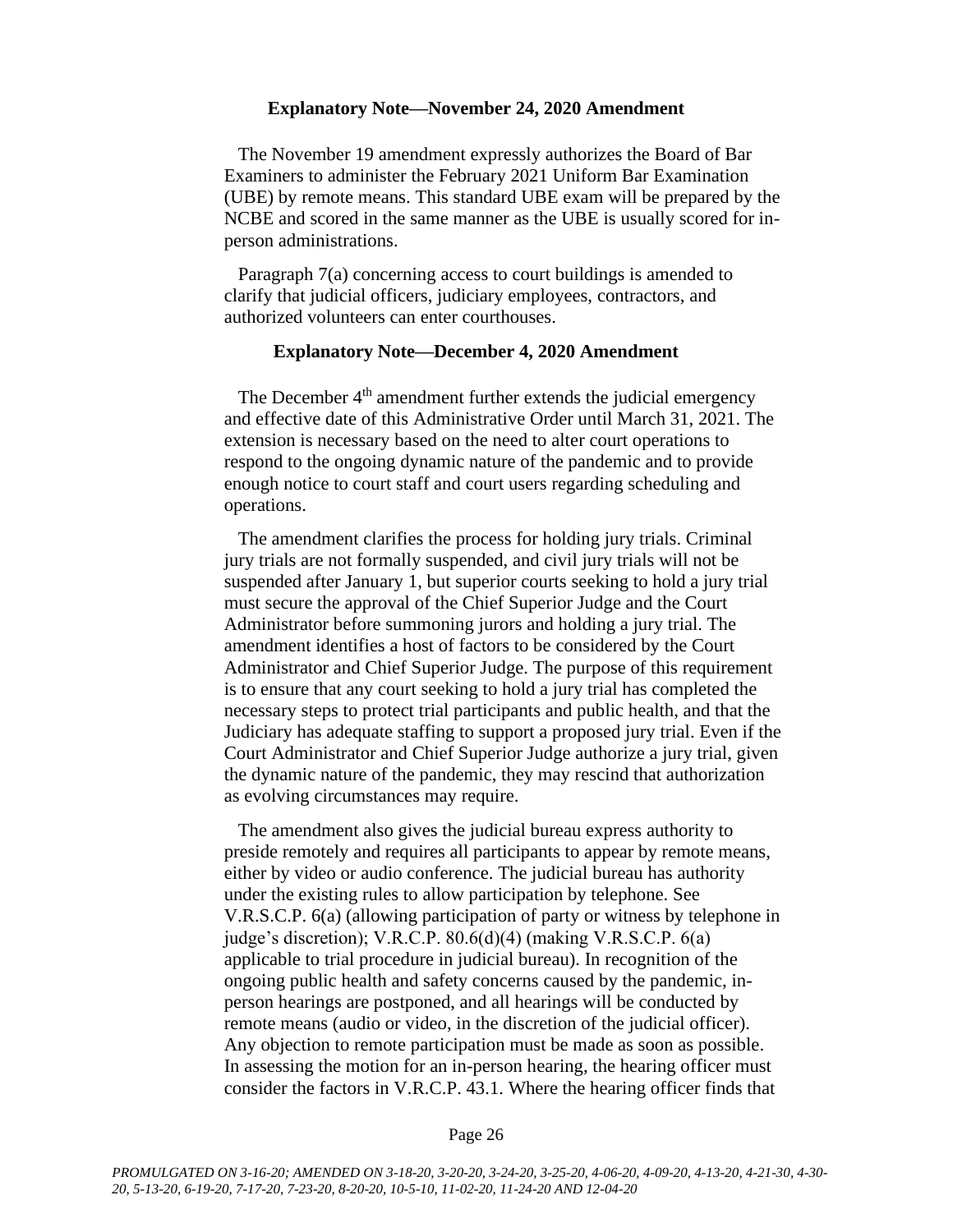### Explanatory Note—November 24, 2020 Amendment

The November 19 amendment expressly authorizes the Board of Bar Examiners to administer the February 2021 Uniform Bar Examination (UBE) by remote means. This standard UBE exam will be prepared by the NCBE and scored in the same manner as the UBE is usually scored for in-person administrations.

Paragraph 7(a) concerning access to court buildings is amended to clarify that judicial officers, judiciary employees, contractors, and authorized volunteers can enter courthouses.

### Explanatory Note—December 4, 2020 Amendment

The December 4th amendment further extends the judicial emergency and effective date of this Administrative Order until March 31, 2021. The extension is necessary based on the need to alter court operations to respond to the ongoing dynamic nature of the pandemic and to provide enough notice to court staff and court users regarding scheduling and operations.

The amendment clarifies the process for holding jury trials. Criminal jury trials are not formally suspended, and civil jury trials will not be suspended after January 1, but superior courts seeking to hold a jury trial must secure the approval of the Chief Superior Judge and the Court Administrator before summoning jurors and holding a jury trial. The amendment identifies a host of factors to be considered by the Court Administrator and Chief Superior Judge. The purpose of this requirement is to ensure that any court seeking to hold a jury trial has completed the necessary steps to protect trial participants and public health, and that the Judiciary has adequate staffing to support a proposed jury trial. Even if the Court Administrator and Chief Superior Judge authorize a jury trial, given the dynamic nature of the pandemic, they may rescind that authorization as evolving circumstances may require.

The amendment also gives the judicial bureau express authority to preside remotely and requires all participants to appear by remote means, either by video or audio conference. The judicial bureau has authority under the existing rules to allow participation by telephone. See V.R.S.C.P. 6(a) (allowing participation of party or witness by telephone in judge's discretion); V.R.C.P. 80.6(d)(4) (making V.R.S.C.P. 6(a) applicable to trial procedure in judicial bureau). In recognition of the ongoing public health and safety concerns caused by the pandemic, in-person hearings are postponed, and all hearings will be conducted by remote means (audio or video, in the discretion of the judicial officer). Any objection to remote participation must be made as soon as possible. In assessing the motion for an in-person hearing, the hearing officer must consider the factors in V.R.C.P. 43.1. Where the hearing officer finds that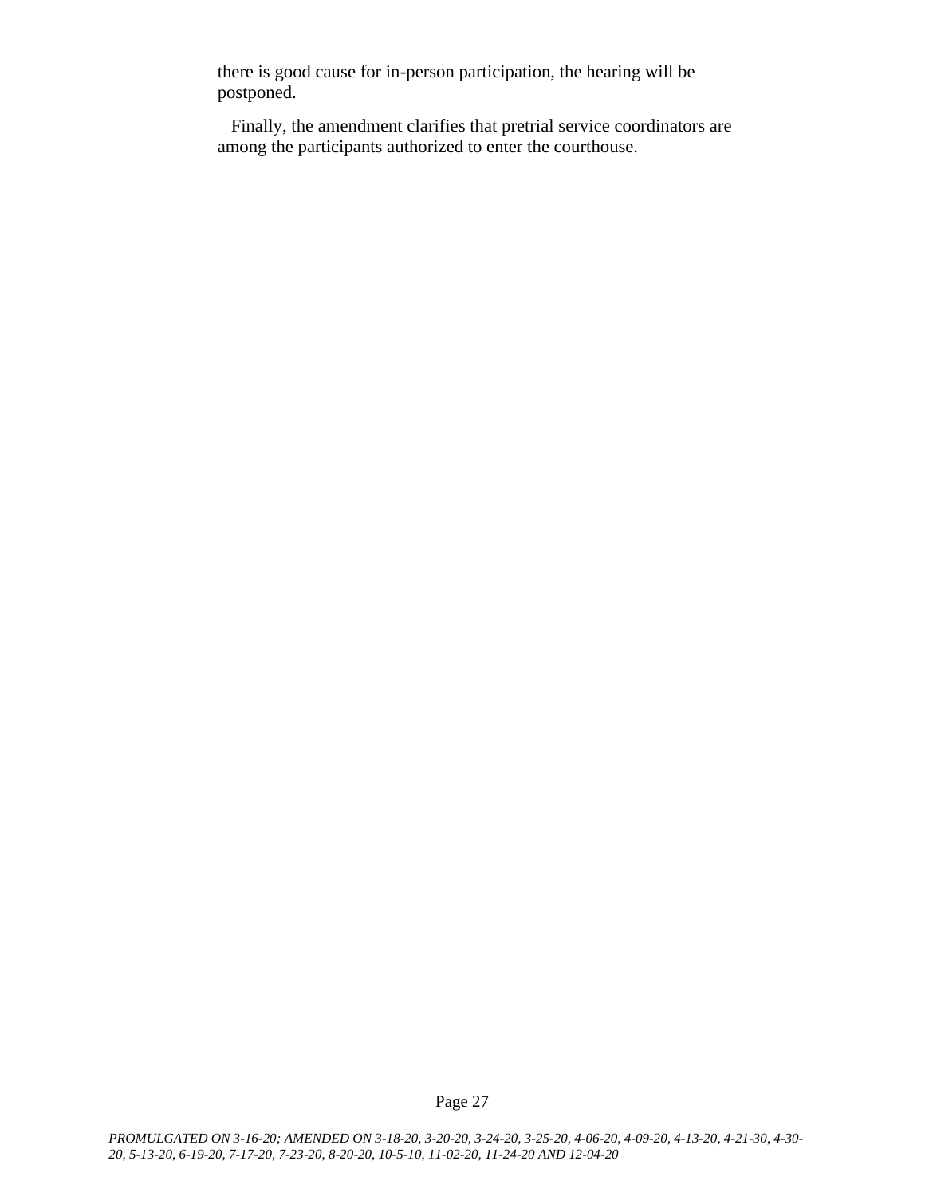there is good cause for in-person participation, the hearing will be postponed.

Finally, the amendment clarifies that pretrial service coordinators are among the participants authorized to enter the courthouse.